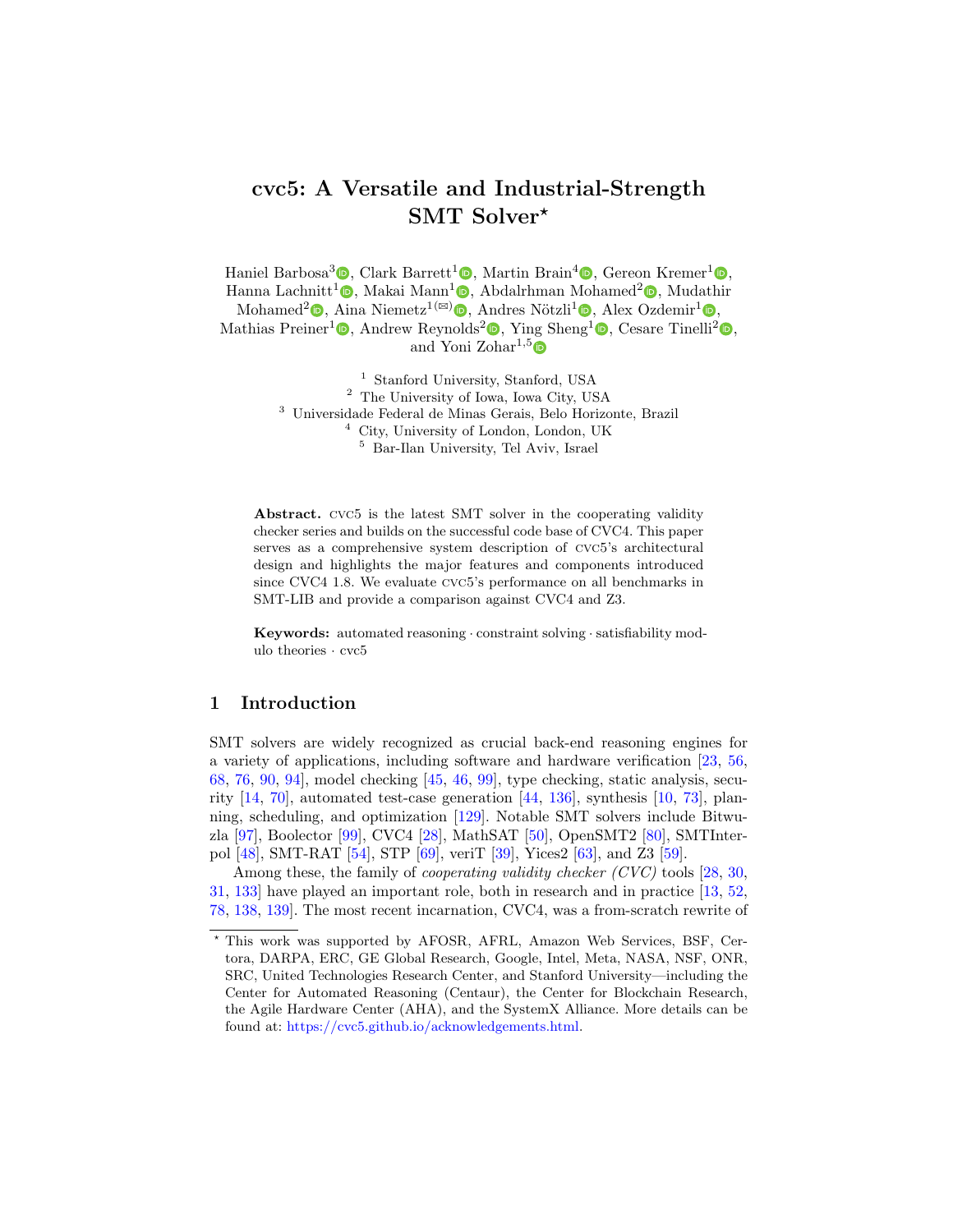# cvc5: A Versatile and Industrial-Strength SMT Solver*

Haniel Barbosa[3], Clark Barrett[1], Martin Brain[4], Gereon Kremer[1], Hanna Lachnitt[1], Makai Mann[1], Abdalrhman Mohamed[2], Mudathir Mohamed[2], Aina Niemetz[1(✉)], Andres Nötzli[1], Alex Ozdemir[1], Mathias Preiner[1], Andrew Reynolds[2], Ying Sheng[1], Cesare Tinelli[2], and Yoni Zohar[1,5]

[1] Stanford University, Stanford, USA
[2] The University of Iowa, Iowa City, USA
[3] Universidade Federal de Minas Gerais, Belo Horizonte, Brazil
[4] City, University of London, London, UK
[5] Bar-Ilan University, Tel Aviv, Israel

**Abstract.** cvc5 is the latest SMT solver in the cooperating validity checker series and builds on the successful code base of CVC4. This paper serves as a comprehensive system description of cvc5's architectural design and highlights the major features and components introduced since CVC4 1.8. We evaluate cvc5's performance on all benchmarks in SMT-LIB and provide a comparison against CVC4 and Z3.

**Keywords:** automated reasoning · constraint solving · satisfiability modulo theories · cvc5

## 1 Introduction

SMT solvers are widely recognized as crucial back-end reasoning engines for a variety of applications, including software and hardware verification [23, 56, 68, 76, 90, 94], model checking [45, 46, 99], type checking, static analysis, security [14, 70], automated test-case generation [44, 136], synthesis [10, 73], planning, scheduling, and optimization [129]. Notable SMT solvers include Bitwuzla [97], Boolector [99], CVC4 [28], MathSAT [50], OpenSMT2 [80], SMTInterpol [48], SMT-RAT [54], STP [69], veriT [39], Yices2 [63], and Z3 [59].

Among these, the family of *cooperating validity checker (CVC)* tools [28, 30, 31, 133] have played an important role, both in research and in practice [13, 52, 78, 138, 139]. The most recent incarnation, CVC4, was a from-scratch rewrite of

* This work was supported by AFOSR, AFRL, Amazon Web Services, BSF, Certora, DARPA, ERC, GE Global Research, Google, Intel, Meta, NASA, NSF, ONR, SRC, United Technologies Research Center, and Stanford University—including the Center for Automated Reasoning (Centaur), the Center for Blockchain Research, the Agile Hardware Center (AHA), and the SystemX Alliance. More details can be found at: https://cvc5.github.io/acknowledgements.html.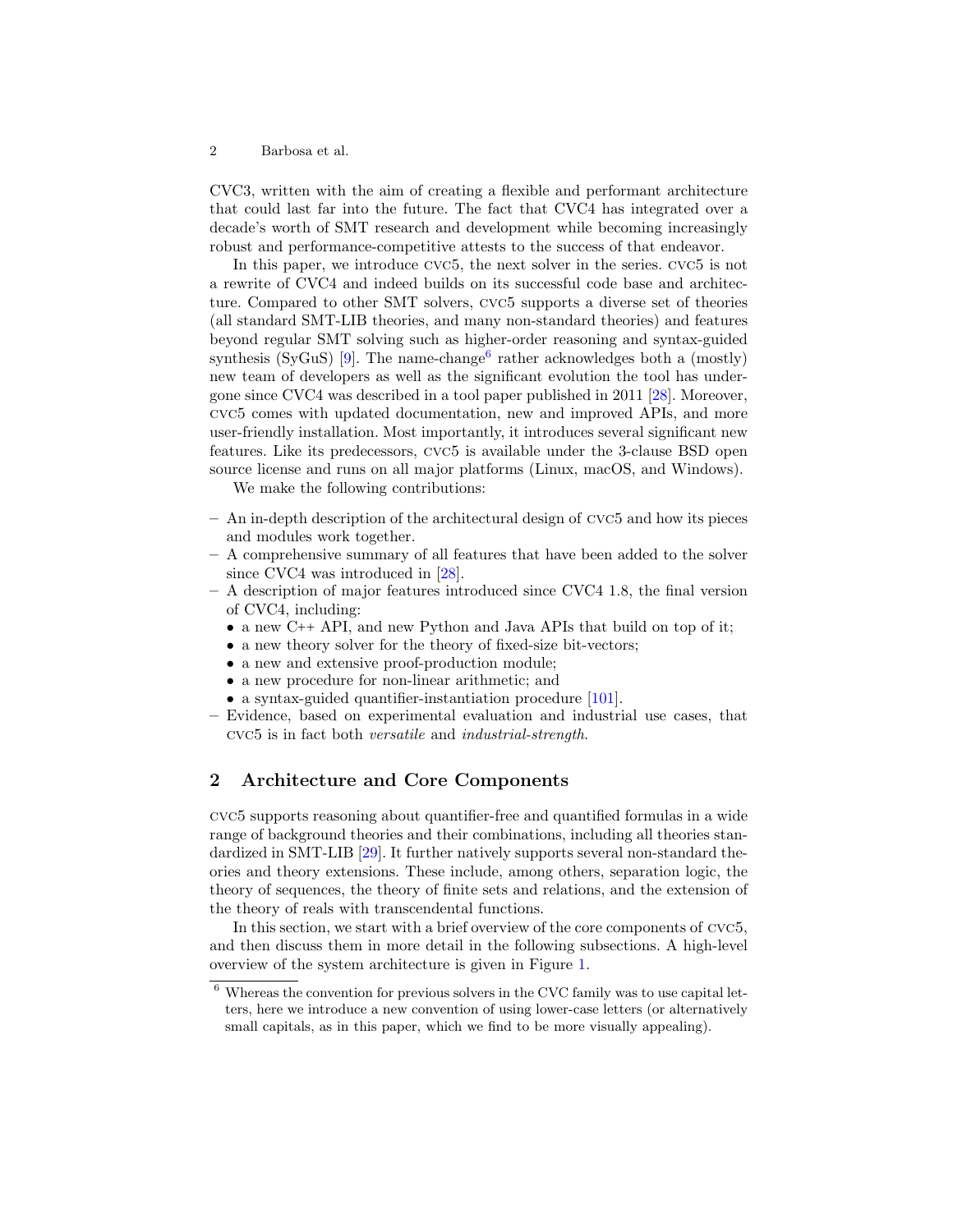CVC3, written with the aim of creating a flexible and performant architecture that could last far into the future. The fact that CVC4 has integrated over a decade's worth of SMT research and development while becoming increasingly robust and performance-competitive attests to the success of that endeavor.

In this paper, we introduce cvc5, the next solver in the series. cvc5 is not a rewrite of CVC4 and indeed builds on its successful code base and architecture. Compared to other SMT solvers, cvc5 supports a diverse set of theories (all standard SMT-LIB theories, and many non-standard theories) and features beyond regular SMT solving such as higher-order reasoning and syntax-guided synthesis (SyGuS) [9]. The name-change[6] rather acknowledges both a (mostly) new team of developers as well as the significant evolution the tool has undergone since CVC4 was described in a tool paper published in 2011 [28]. Moreover, cvc5 comes with updated documentation, new and improved APIs, and more user-friendly installation. Most importantly, it introduces several significant new features. Like its predecessors, cvc5 is available under the 3-clause BSD open source license and runs on all major platforms (Linux, macOS, and Windows).

We make the following contributions:

- An in-depth description of the architectural design of cvc5 and how its pieces and modules work together.
- A comprehensive summary of all features that have been added to the solver since CVC4 was introduced in [28].
- A description of major features introduced since CVC4 1.8, the final version of CVC4, including:
  - a new C++ API, and new Python and Java APIs that build on top of it;
  - a new theory solver for the theory of fixed-size bit-vectors;
  - a new and extensive proof-production module;
  - a new procedure for non-linear arithmetic; and
  - a syntax-guided quantifier-instantiation procedure [101].
- Evidence, based on experimental evaluation and industrial use cases, that cvc5 is in fact both *versatile* and *industrial-strength*.

## 2 Architecture and Core Components

cvc5 supports reasoning about quantifier-free and quantified formulas in a wide range of background theories and their combinations, including all theories standardized in SMT-LIB [29]. It further natively supports several non-standard theories and theory extensions. These include, among others, separation logic, the theory of sequences, the theory of finite sets and relations, and the extension of the theory of reals with transcendental functions.

In this section, we start with a brief overview of the core components of cvc5, and then discuss them in more detail in the following subsections. A high-level overview of the system architecture is given in Figure 1.

[6] Whereas the convention for previous solvers in the CVC family was to use capital letters, here we introduce a new convention of using lower-case letters (or alternatively small capitals, as in this paper, which we find to be more visually appealing).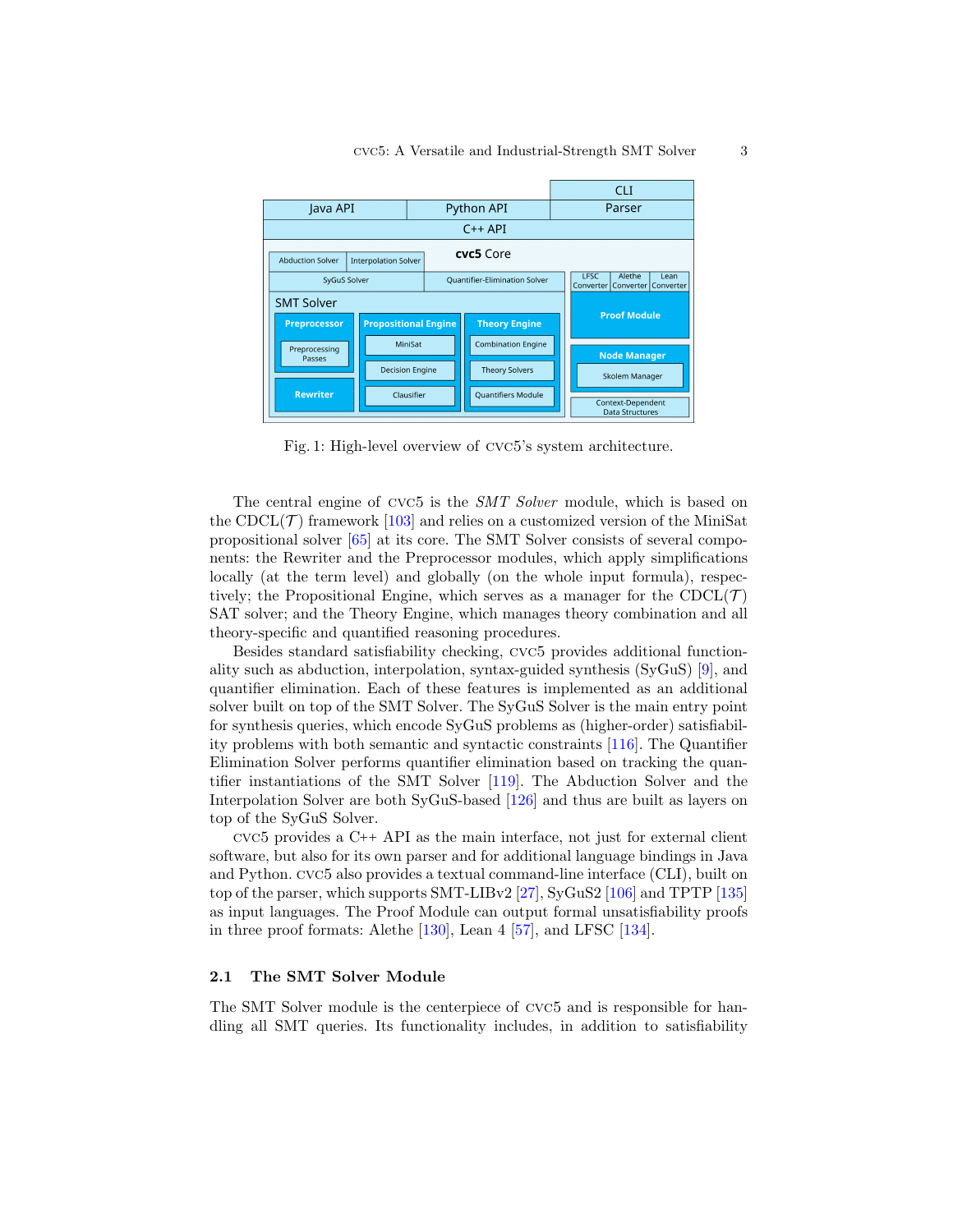Fig. 1: High-level overview of cvc5's system architecture.

The central engine of cvc5 is the *SMT Solver* module, which is based on the CDCL($\mathcal{T}$) framework [103] and relies on a customized version of the MiniSat propositional solver [65] at its core. The SMT Solver consists of several components: the Rewriter and the Preprocessor modules, which apply simplifications locally (at the term level) and globally (on the whole input formula), respectively; the Propositional Engine, which serves as a manager for the CDCL($\mathcal{T}$) SAT solver; and the Theory Engine, which manages theory combination and all theory-specific and quantified reasoning procedures.

Besides standard satisfiability checking, cvc5 provides additional functionality such as abduction, interpolation, syntax-guided synthesis (SyGuS) [9], and quantifier elimination. Each of these features is implemented as an additional solver built on top of the SMT Solver. The SyGuS Solver is the main entry point for synthesis queries, which encode SyGuS problems as (higher-order) satisfiability problems with both semantic and syntactic constraints [116]. The Quantifier Elimination Solver performs quantifier elimination based on tracking the quantifier instantiations of the SMT Solver [119]. The Abduction Solver and the Interpolation Solver are both SyGuS-based [126] and thus are built as layers on top of the SyGuS Solver.

cvc5 provides a C++ API as the main interface, not just for external client software, but also for its own parser and for additional language bindings in Java and Python. cvc5 also provides a textual command-line interface (CLI), built on top of the parser, which supports SMT-LIBv2 [27], SyGuS2 [106] and TPTP [135] as input languages. The Proof Module can output formal unsatisfiability proofs in three proof formats: Alethe [130], Lean 4 [57], and LFSC [134].

### 2.1 The SMT Solver Module

The SMT Solver module is the centerpiece of cvc5 and is responsible for handling all SMT queries. Its functionality includes, in addition to satisfiability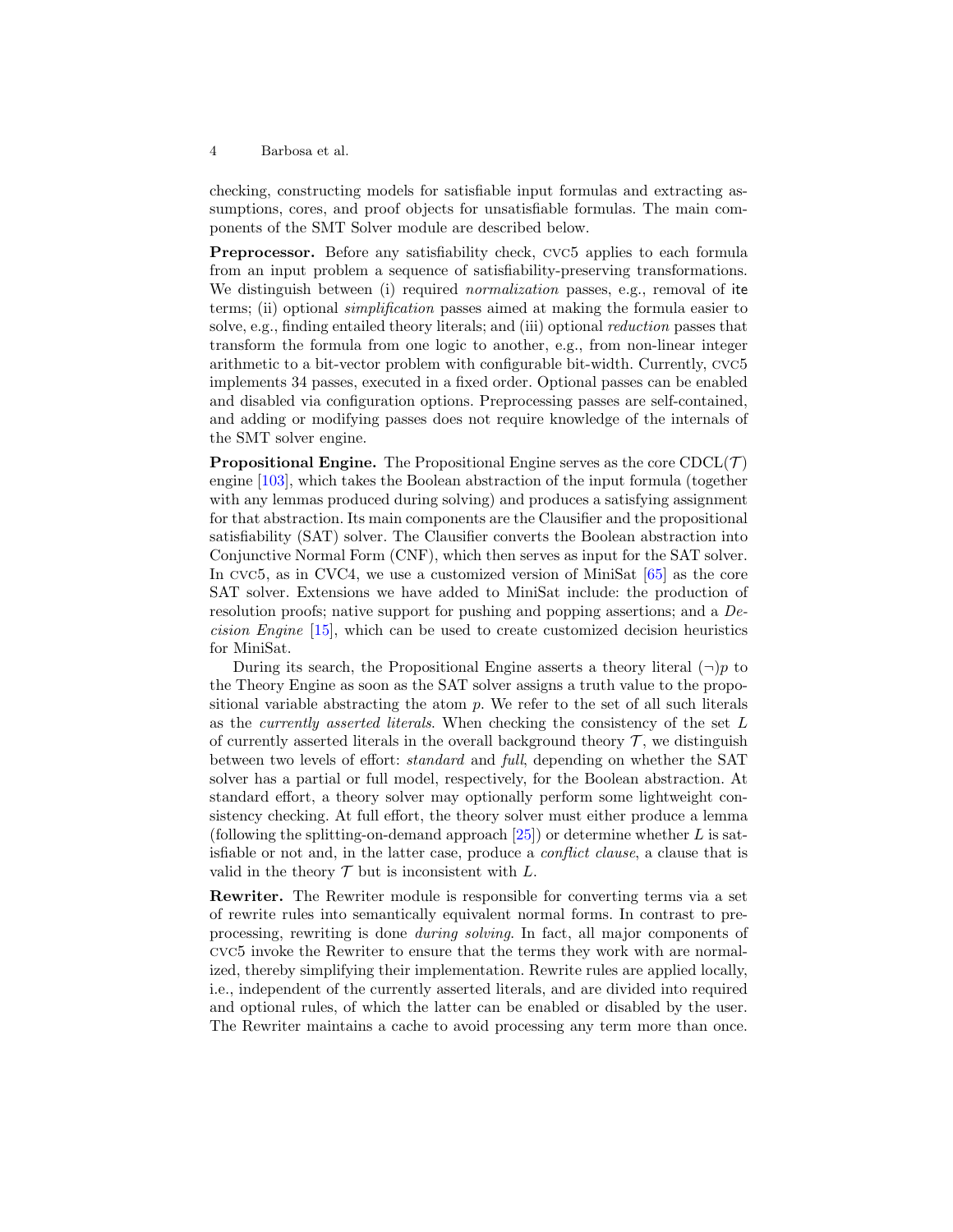checking, constructing models for satisfiable input formulas and extracting assumptions, cores, and proof objects for unsatisfiable formulas. The main components of the SMT Solver module are described below.

**Preprocessor.** Before any satisfiability check, cvc5 applies to each formula from an input problem a sequence of satisfiability-preserving transformations. We distinguish between (i) required *normalization* passes, e.g., removal of ite terms; (ii) optional *simplification* passes aimed at making the formula easier to solve, e.g., finding entailed theory literals; and (iii) optional *reduction* passes that transform the formula from one logic to another, e.g., from non-linear integer arithmetic to a bit-vector problem with configurable bit-width. Currently, cvc5 implements 34 passes, executed in a fixed order. Optional passes can be enabled and disabled via configuration options. Preprocessing passes are self-contained, and adding or modifying passes does not require knowledge of the internals of the SMT solver engine.

**Propositional Engine.** The Propositional Engine serves as the core CDCL($\mathcal{T}$) engine [103], which takes the Boolean abstraction of the input formula (together with any lemmas produced during solving) and produces a satisfying assignment for that abstraction. Its main components are the Clausifier and the propositional satisfiability (SAT) solver. The Clausifier converts the Boolean abstraction into Conjunctive Normal Form (CNF), which then serves as input for the SAT solver. In cvc5, as in CVC4, we use a customized version of MiniSat [65] as the core SAT solver. Extensions we have added to MiniSat include: the production of resolution proofs; native support for pushing and popping assertions; and a *Decision Engine* [15], which can be used to create customized decision heuristics for MiniSat.

During its search, the Propositional Engine asserts a theory literal $(\neg)p$ to the Theory Engine as soon as the SAT solver assigns a truth value to the propositional variable abstracting the atom $p$. We refer to the set of all such literals as the *currently asserted literals*. When checking the consistency of the set $L$ of currently asserted literals in the overall background theory $\mathcal{T}$, we distinguish between two levels of effort: *standard* and *full*, depending on whether the SAT solver has a partial or full model, respectively, for the Boolean abstraction. At standard effort, a theory solver may optionally perform some lightweight consistency checking. At full effort, the theory solver must either produce a lemma (following the splitting-on-demand approach [25]) or determine whether $L$ is satisfiable or not and, in the latter case, produce a *conflict clause*, a clause that is valid in the theory $\mathcal{T}$ but is inconsistent with $L$.

**Rewriter.** The Rewriter module is responsible for converting terms via a set of rewrite rules into semantically equivalent normal forms. In contrast to preprocessing, rewriting is done *during solving*. In fact, all major components of cvc5 invoke the Rewriter to ensure that the terms they work with are normalized, thereby simplifying their implementation. Rewrite rules are applied locally, i.e., independent of the currently asserted literals, and are divided into required and optional rules, of which the latter can be enabled or disabled by the user. The Rewriter maintains a cache to avoid processing any term more than once.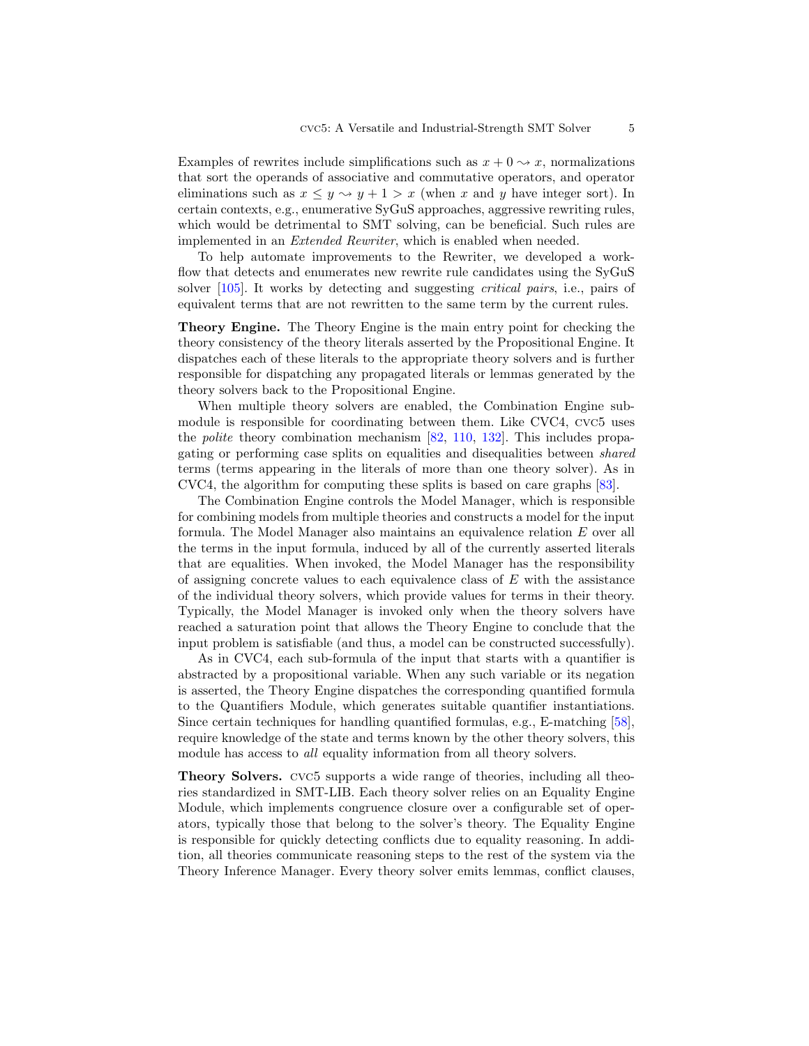Examples of rewrites include simplifications such as $x + 0 \rightsquigarrow x$, normalizations that sort the operands of associative and commutative operators, and operator eliminations such as $x \leq y \rightsquigarrow y + 1 > x$ (when $x$ and $y$ have integer sort). In certain contexts, e.g., enumerative SyGuS approaches, aggressive rewriting rules, which would be detrimental to SMT solving, can be beneficial. Such rules are implemented in an *Extended Rewriter*, which is enabled when needed.

To help automate improvements to the Rewriter, we developed a workflow that detects and enumerates new rewrite rule candidates using the SyGuS solver [105]. It works by detecting and suggesting *critical pairs*, i.e., pairs of equivalent terms that are not rewritten to the same term by the current rules.

**Theory Engine.** The Theory Engine is the main entry point for checking the theory consistency of the theory literals asserted by the Propositional Engine. It dispatches each of these literals to the appropriate theory solvers and is further responsible for dispatching any propagated literals or lemmas generated by the theory solvers back to the Propositional Engine.

When multiple theory solvers are enabled, the Combination Engine submodule is responsible for coordinating between them. Like CVC4, cvc5 uses the *polite* theory combination mechanism [82, 110, 132]. This includes propagating or performing case splits on equalities and disequalities between *shared* terms (terms appearing in the literals of more than one theory solver). As in CVC4, the algorithm for computing these splits is based on care graphs [83].

The Combination Engine controls the Model Manager, which is responsible for combining models from multiple theories and constructs a model for the input formula. The Model Manager also maintains an equivalence relation $E$ over all the terms in the input formula, induced by all of the currently asserted literals that are equalities. When invoked, the Model Manager has the responsibility of assigning concrete values to each equivalence class of $E$ with the assistance of the individual theory solvers, which provide values for terms in their theory. Typically, the Model Manager is invoked only when the theory solvers have reached a saturation point that allows the Theory Engine to conclude that the input problem is satisfiable (and thus, a model can be constructed successfully).

As in CVC4, each sub-formula of the input that starts with a quantifier is abstracted by a propositional variable. When any such variable or its negation is asserted, the Theory Engine dispatches the corresponding quantified formula to the Quantifiers Module, which generates suitable quantifier instantiations. Since certain techniques for handling quantified formulas, e.g., E-matching [58], require knowledge of the state and terms known by the other theory solvers, this module has access to *all* equality information from all theory solvers.

**Theory Solvers.** cvc5 supports a wide range of theories, including all theories standardized in SMT-LIB. Each theory solver relies on an Equality Engine Module, which implements congruence closure over a configurable set of operators, typically those that belong to the solver's theory. The Equality Engine is responsible for quickly detecting conflicts due to equality reasoning. In addition, all theories communicate reasoning steps to the rest of the system via the Theory Inference Manager. Every theory solver emits lemmas, conflict clauses,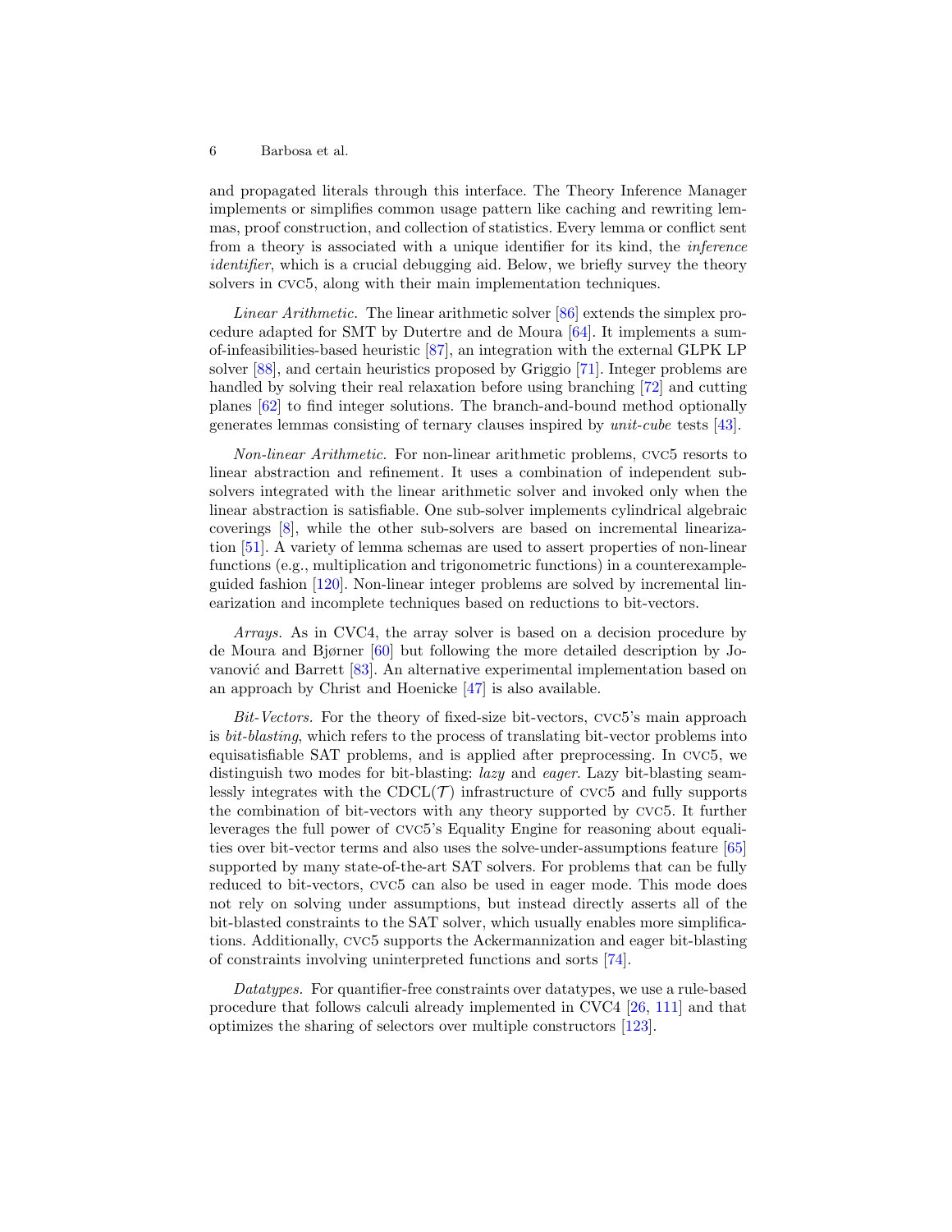and propagated literals through this interface. The Theory Inference Manager implements or simplifies common usage pattern like caching and rewriting lemmas, proof construction, and collection of statistics. Every lemma or conflict sent from a theory is associated with a unique identifier for its kind, the *inference identifier*, which is a crucial debugging aid. Below, we briefly survey the theory solvers in cvc5, along with their main implementation techniques.

*Linear Arithmetic.* The linear arithmetic solver [86] extends the simplex procedure adapted for SMT by Dutertre and de Moura [64]. It implements a sum-of-infeasibilities-based heuristic [87], an integration with the external GLPK LP solver [88], and certain heuristics proposed by Griggio [71]. Integer problems are handled by solving their real relaxation before using branching [72] and cutting planes [62] to find integer solutions. The branch-and-bound method optionally generates lemmas consisting of ternary clauses inspired by *unit-cube* tests [43].

*Non-linear Arithmetic.* For non-linear arithmetic problems, cvc5 resorts to linear abstraction and refinement. It uses a combination of independent sub-solvers integrated with the linear arithmetic solver and invoked only when the linear abstraction is satisfiable. One sub-solver implements cylindrical algebraic coverings [8], while the other sub-solvers are based on incremental linearization [51]. A variety of lemma schemas are used to assert properties of non-linear functions (e.g., multiplication and trigonometric functions) in a counterexample-guided fashion [120]. Non-linear integer problems are solved by incremental linearization and incomplete techniques based on reductions to bit-vectors.

*Arrays.* As in CVC4, the array solver is based on a decision procedure by de Moura and Bjørner [60] but following the more detailed description by Jovanović and Barrett [83]. An alternative experimental implementation based on an approach by Christ and Hoenicke [47] is also available.

*Bit-Vectors.* For the theory of fixed-size bit-vectors, cvc5's main approach is *bit-blasting*, which refers to the process of translating bit-vector problems into equisatisfiable SAT problems, and is applied after preprocessing. In cvc5, we distinguish two modes for bit-blasting: *lazy* and *eager*. Lazy bit-blasting seamlessly integrates with the CDCL($\mathcal{T}$) infrastructure of cvc5 and fully supports the combination of bit-vectors with any theory supported by cvc5. It further leverages the full power of cvc5's Equality Engine for reasoning about equalities over bit-vector terms and also uses the solve-under-assumptions feature [65] supported by many state-of-the-art SAT solvers. For problems that can be fully reduced to bit-vectors, cvc5 can also be used in eager mode. This mode does not rely on solving under assumptions, but instead directly asserts all of the bit-blasted constraints to the SAT solver, which usually enables more simplifications. Additionally, cvc5 supports the Ackermannization and eager bit-blasting of constraints involving uninterpreted functions and sorts [74].

*Datatypes.* For quantifier-free constraints over datatypes, we use a rule-based procedure that follows calculi already implemented in CVC4 [26, 111] and that optimizes the sharing of selectors over multiple constructors [123].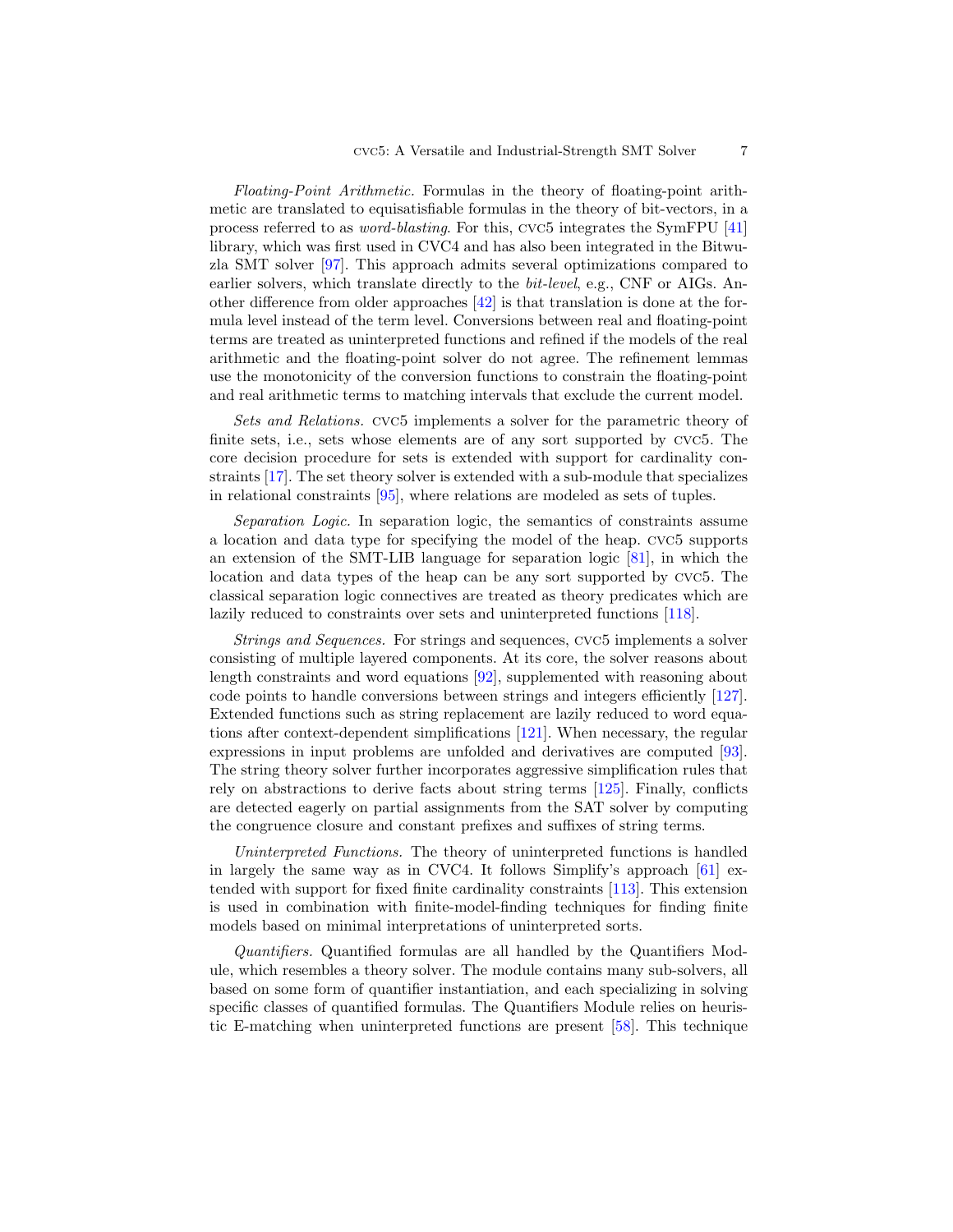*Floating-Point Arithmetic.* Formulas in the theory of floating-point arithmetic are translated to equisatisfiable formulas in the theory of bit-vectors, in a process referred to as *word-blasting*. For this, cvc5 integrates the SymFPU [41] library, which was first used in CVC4 and has also been integrated in the Bitwuzla SMT solver [97]. This approach admits several optimizations compared to earlier solvers, which translate directly to the *bit-level*, e.g., CNF or AIGs. Another difference from older approaches [42] is that translation is done at the formula level instead of the term level. Conversions between real and floating-point terms are treated as uninterpreted functions and refined if the models of the real arithmetic and the floating-point solver do not agree. The refinement lemmas use the monotonicity of the conversion functions to constrain the floating-point and real arithmetic terms to matching intervals that exclude the current model.

*Sets and Relations.* cvc5 implements a solver for the parametric theory of finite sets, i.e., sets whose elements are of any sort supported by cvc5. The core decision procedure for sets is extended with support for cardinality constraints [17]. The set theory solver is extended with a sub-module that specializes in relational constraints [95], where relations are modeled as sets of tuples.

*Separation Logic.* In separation logic, the semantics of constraints assume a location and data type for specifying the model of the heap. cvc5 supports an extension of the SMT-LIB language for separation logic [81], in which the location and data types of the heap can be any sort supported by cvc5. The classical separation logic connectives are treated as theory predicates which are lazily reduced to constraints over sets and uninterpreted functions [118].

*Strings and Sequences.* For strings and sequences, cvc5 implements a solver consisting of multiple layered components. At its core, the solver reasons about length constraints and word equations [92], supplemented with reasoning about code points to handle conversions between strings and integers efficiently [127]. Extended functions such as string replacement are lazily reduced to word equations after context-dependent simplifications [121]. When necessary, the regular expressions in input problems are unfolded and derivatives are computed [93]. The string theory solver further incorporates aggressive simplification rules that rely on abstractions to derive facts about string terms [125]. Finally, conflicts are detected eagerly on partial assignments from the SAT solver by computing the congruence closure and constant prefixes and suffixes of string terms.

*Uninterpreted Functions.* The theory of uninterpreted functions is handled in largely the same way as in CVC4. It follows Simplify's approach [61] extended with support for fixed finite cardinality constraints [113]. This extension is used in combination with finite-model-finding techniques for finding finite models based on minimal interpretations of uninterpreted sorts.

*Quantifiers.* Quantified formulas are all handled by the Quantifiers Module, which resembles a theory solver. The module contains many sub-solvers, all based on some form of quantifier instantiation, and each specializing in solving specific classes of quantified formulas. The Quantifiers Module relies on heuristic E-matching when uninterpreted functions are present [58]. This technique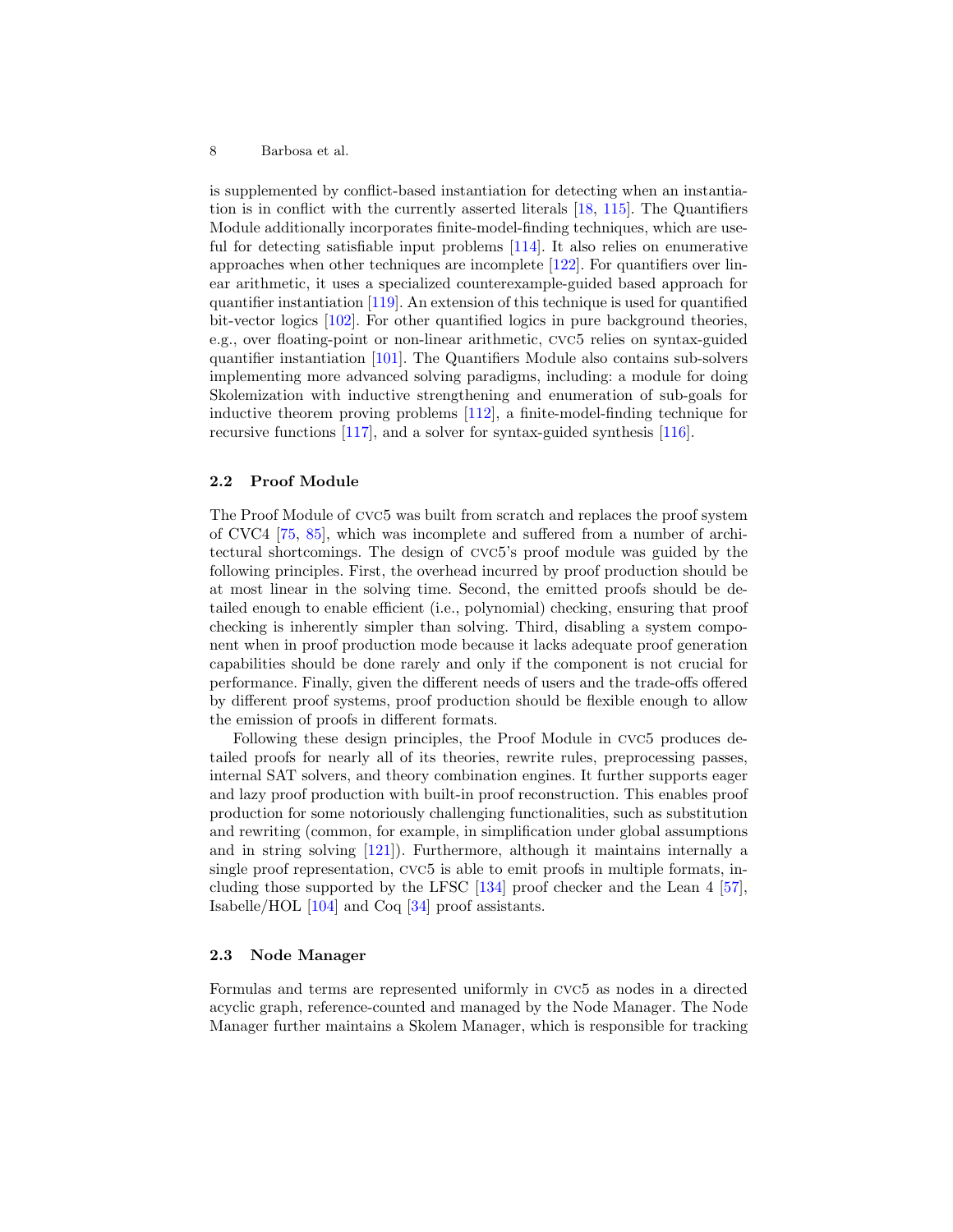is supplemented by conflict-based instantiation for detecting when an instantiation is in conflict with the currently asserted literals [18, 115]. The Quantifiers Module additionally incorporates finite-model-finding techniques, which are useful for detecting satisfiable input problems [114]. It also relies on enumerative approaches when other techniques are incomplete [122]. For quantifiers over linear arithmetic, it uses a specialized counterexample-guided based approach for quantifier instantiation [119]. An extension of this technique is used for quantified bit-vector logics [102]. For other quantified logics in pure background theories, e.g., over floating-point or non-linear arithmetic, cvc5 relies on syntax-guided quantifier instantiation [101]. The Quantifiers Module also contains sub-solvers implementing more advanced solving paradigms, including: a module for doing Skolemization with inductive strengthening and enumeration of sub-goals for inductive theorem proving problems [112], a finite-model-finding technique for recursive functions [117], and a solver for syntax-guided synthesis [116].

### 2.2 Proof Module

The Proof Module of cvc5 was built from scratch and replaces the proof system of CVC4 [75, 85], which was incomplete and suffered from a number of architectural shortcomings. The design of cvc5's proof module was guided by the following principles. First, the overhead incurred by proof production should be at most linear in the solving time. Second, the emitted proofs should be detailed enough to enable efficient (i.e., polynomial) checking, ensuring that proof checking is inherently simpler than solving. Third, disabling a system component when in proof production mode because it lacks adequate proof generation capabilities should be done rarely and only if the component is not crucial for performance. Finally, given the different needs of users and the trade-offs offered by different proof systems, proof production should be flexible enough to allow the emission of proofs in different formats.

Following these design principles, the Proof Module in cvc5 produces detailed proofs for nearly all of its theories, rewrite rules, preprocessing passes, internal SAT solvers, and theory combination engines. It further supports eager and lazy proof production with built-in proof reconstruction. This enables proof production for some notoriously challenging functionalities, such as substitution and rewriting (common, for example, in simplification under global assumptions and in string solving [121]). Furthermore, although it maintains internally a single proof representation, cvc5 is able to emit proofs in multiple formats, including those supported by the LFSC [134] proof checker and the Lean 4 [57], Isabelle/HOL [104] and Coq [34] proof assistants.

### 2.3 Node Manager

Formulas and terms are represented uniformly in cvc5 as nodes in a directed acyclic graph, reference-counted and managed by the Node Manager. The Node Manager further maintains a Skolem Manager, which is responsible for tracking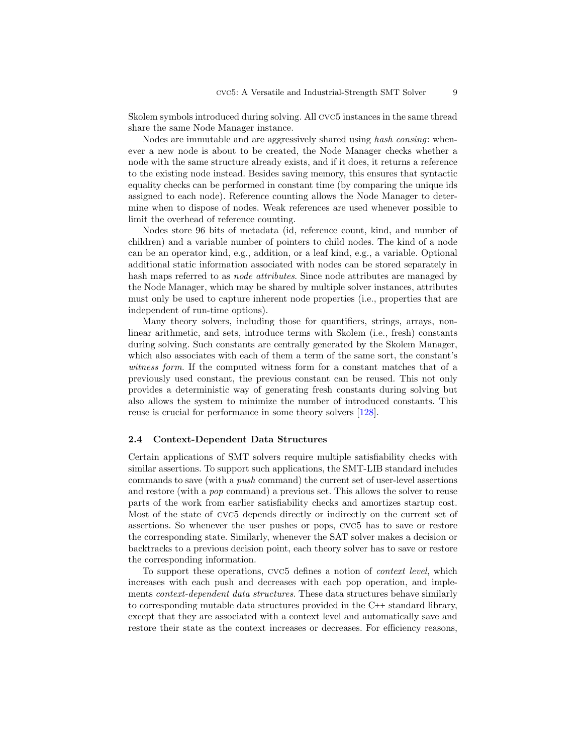Skolem symbols introduced during solving. All cvc5 instances in the same thread share the same Node Manager instance.

Nodes are immutable and are aggressively shared using *hash consing*: whenever a new node is about to be created, the Node Manager checks whether a node with the same structure already exists, and if it does, it returns a reference to the existing node instead. Besides saving memory, this ensures that syntactic equality checks can be performed in constant time (by comparing the unique ids assigned to each node). Reference counting allows the Node Manager to determine when to dispose of nodes. Weak references are used whenever possible to limit the overhead of reference counting.

Nodes store 96 bits of metadata (id, reference count, kind, and number of children) and a variable number of pointers to child nodes. The kind of a node can be an operator kind, e.g., addition, or a leaf kind, e.g., a variable. Optional additional static information associated with nodes can be stored separately in hash maps referred to as *node attributes*. Since node attributes are managed by the Node Manager, which may be shared by multiple solver instances, attributes must only be used to capture inherent node properties (i.e., properties that are independent of run-time options).

Many theory solvers, including those for quantifiers, strings, arrays, nonlinear arithmetic, and sets, introduce terms with Skolem (i.e., fresh) constants during solving. Such constants are centrally generated by the Skolem Manager, which also associates with each of them a term of the same sort, the constant's *witness form*. If the computed witness form for a constant matches that of a previously used constant, the previous constant can be reused. This not only provides a deterministic way of generating fresh constants during solving but also allows the system to minimize the number of introduced constants. This reuse is crucial for performance in some theory solvers [128].

### 2.4 Context-Dependent Data Structures

Certain applications of SMT solvers require multiple satisfiability checks with similar assertions. To support such applications, the SMT-LIB standard includes commands to save (with a *push* command) the current set of user-level assertions and restore (with a *pop* command) a previous set. This allows the solver to reuse parts of the work from earlier satisfiability checks and amortizes startup cost. Most of the state of cvc5 depends directly or indirectly on the current set of assertions. So whenever the user pushes or pops, cvc5 has to save or restore the corresponding state. Similarly, whenever the SAT solver makes a decision or backtracks to a previous decision point, each theory solver has to save or restore the corresponding information.

To support these operations, cvc5 defines a notion of *context level*, which increases with each push and decreases with each pop operation, and implements *context-dependent data structures*. These data structures behave similarly to corresponding mutable data structures provided in the C++ standard library, except that they are associated with a context level and automatically save and restore their state as the context increases or decreases. For efficiency reasons,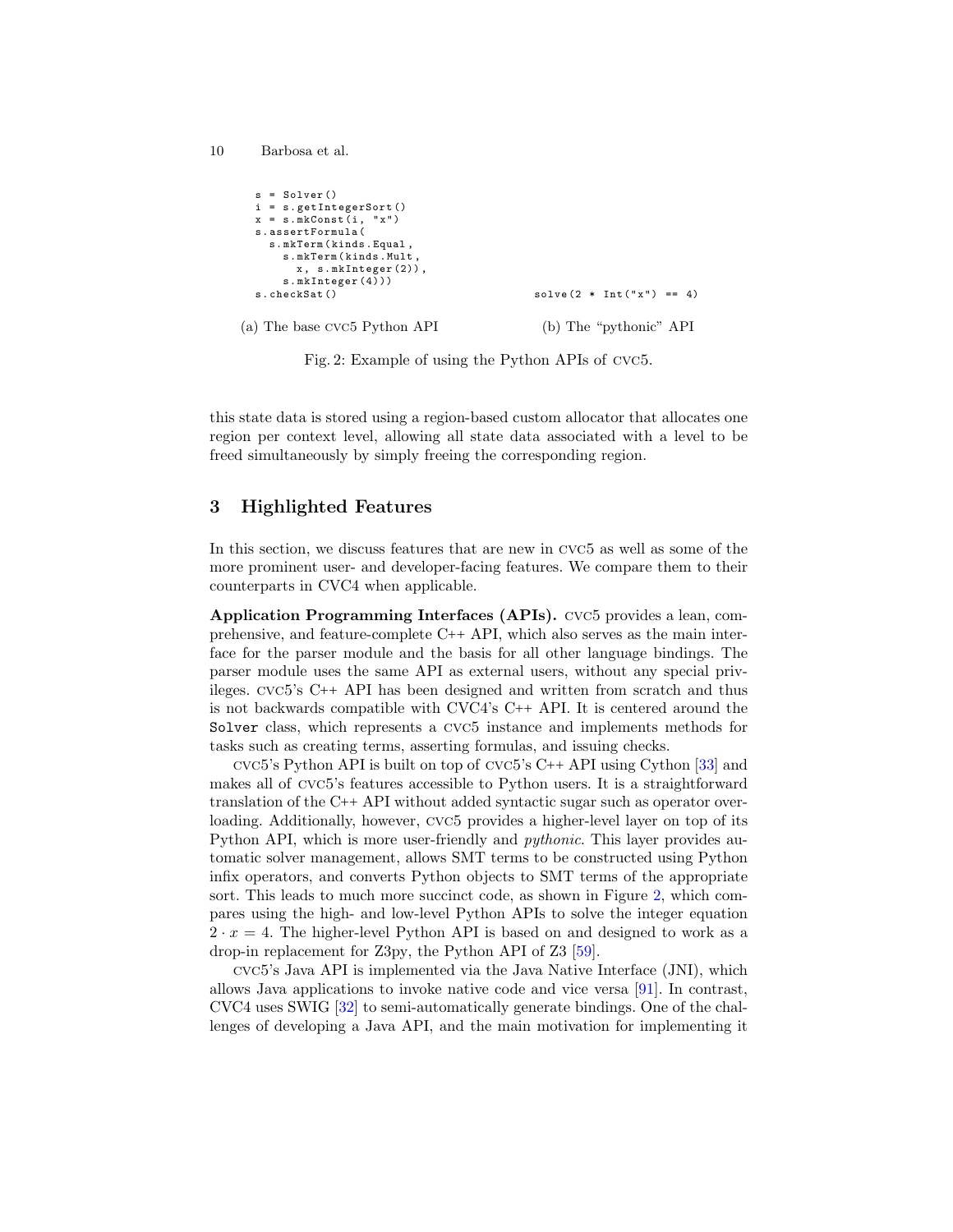```
s = Solver()
i = s.getIntegerSort()
x = s.mkConst(i, "x")
s.assertFormula(
  s.mkTerm(kinds.Equal,
    s.mkTerm(kinds.Mult,
      x, s.mkInteger(2)),
    s.mkInteger(4)))
s.checkSat()
```

(a) The base CVC5 Python API

```
solve(2 * Int("x") == 4)
```

(b) The "pythonic" API

Fig. 2: Example of using the Python APIs of CVC5.

this state data is stored using a region-based custom allocator that allocates one region per context level, allowing all state data associated with a level to be freed simultaneously by simply freeing the corresponding region.

## 3 Highlighted Features

In this section, we discuss features that are new in CVC5 as well as some of the more prominent user- and developer-facing features. We compare them to their counterparts in CVC4 when applicable.

**Application Programming Interfaces (APIs).** CVC5 provides a lean, comprehensive, and feature-complete C++ API, which also serves as the main interface for the parser module and the basis for all other language bindings. The parser module uses the same API as external users, without any special privileges. CVC5's C++ API has been designed and written from scratch and thus is not backwards compatible with CVC4's C++ API. It is centered around the `Solver` class, which represents a CVC5 instance and implements methods for tasks such as creating terms, asserting formulas, and issuing checks.

CVC5's Python API is built on top of CVC5's C++ API using Cython [33] and makes all of CVC5's features accessible to Python users. It is a straightforward translation of the C++ API without added syntactic sugar such as operator overloading. Additionally, however, CVC5 provides a higher-level layer on top of its Python API, which is more user-friendly and *pythonic*. This layer provides automatic solver management, allows SMT terms to be constructed using Python infix operators, and converts Python objects to SMT terms of the appropriate sort. This leads to much more succinct code, as shown in Figure 2, which compares using the high- and low-level Python APIs to solve the integer equation $2 \cdot x = 4$. The higher-level Python API is based on and designed to work as a drop-in replacement for Z3py, the Python API of Z3 [59].

CVC5's Java API is implemented via the Java Native Interface (JNI), which allows Java applications to invoke native code and vice versa [91]. In contrast, CVC4 uses SWIG [32] to semi-automatically generate bindings. One of the challenges of developing a Java API, and the main motivation for implementing it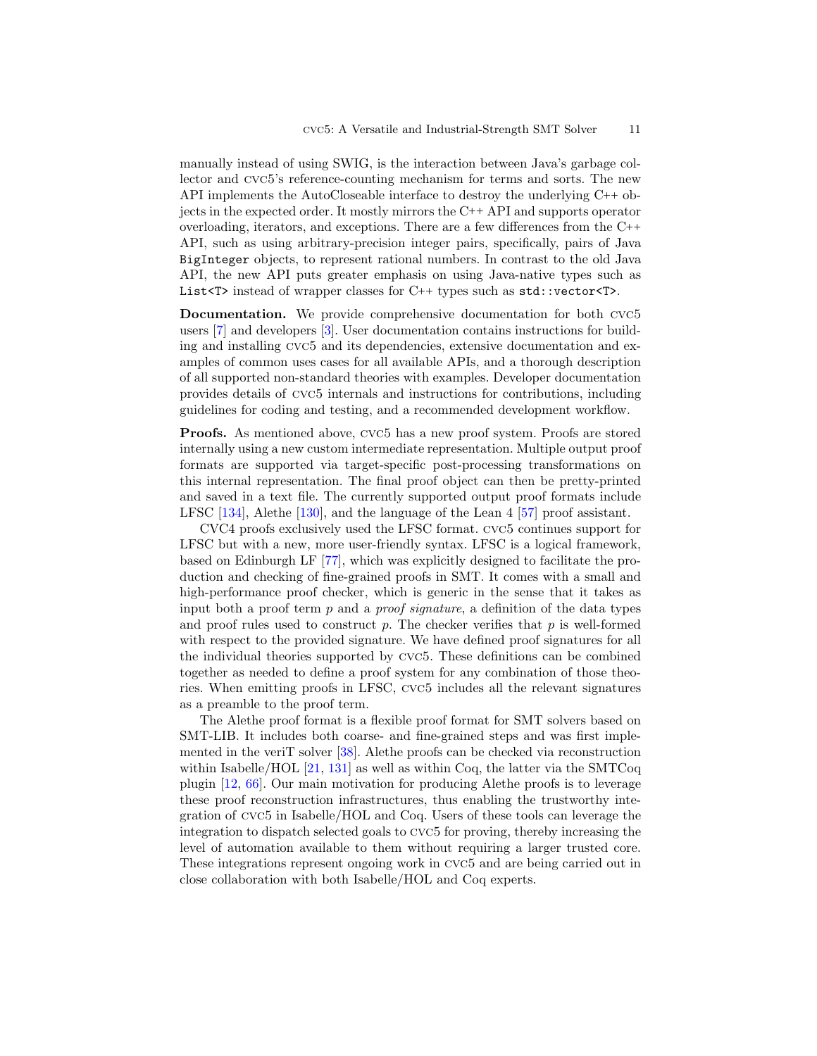manually instead of using SWIG, is the interaction between Java's garbage collector and cvc5's reference-counting mechanism for terms and sorts. The new API implements the AutoCloseable interface to destroy the underlying C++ objects in the expected order. It mostly mirrors the C++ API and supports operator overloading, iterators, and exceptions. There are a few differences from the C++ API, such as using arbitrary-precision integer pairs, specifically, pairs of Java `BigInteger` objects, to represent rational numbers. In contrast to the old Java API, the new API puts greater emphasis on using Java-native types such as `List<T>` instead of wrapper classes for C++ types such as `std::vector<T>`.

**Documentation.** We provide comprehensive documentation for both cvc5 users [7] and developers [3]. User documentation contains instructions for building and installing cvc5 and its dependencies, extensive documentation and examples of common uses cases for all available APIs, and a thorough description of all supported non-standard theories with examples. Developer documentation provides details of cvc5 internals and instructions for contributions, including guidelines for coding and testing, and a recommended development workflow.

**Proofs.** As mentioned above, cvc5 has a new proof system. Proofs are stored internally using a new custom intermediate representation. Multiple output proof formats are supported via target-specific post-processing transformations on this internal representation. The final proof object can then be pretty-printed and saved in a text file. The currently supported output proof formats include LFSC [134], Alethe [130], and the language of the Lean 4 [57] proof assistant.

CVC4 proofs exclusively used the LFSC format. cvc5 continues support for LFSC but with a new, more user-friendly syntax. LFSC is a logical framework, based on Edinburgh LF [77], which was explicitly designed to facilitate the production and checking of fine-grained proofs in SMT. It comes with a small and high-performance proof checker, which is generic in the sense that it takes as input both a proof term $p$ and a *proof signature*, a definition of the data types and proof rules used to construct $p$. The checker verifies that $p$ is well-formed with respect to the provided signature. We have defined proof signatures for all the individual theories supported by cvc5. These definitions can be combined together as needed to define a proof system for any combination of those theories. When emitting proofs in LFSC, cvc5 includes all the relevant signatures as a preamble to the proof term.

The Alethe proof format is a flexible proof format for SMT solvers based on SMT-LIB. It includes both coarse- and fine-grained steps and was first implemented in the veriT solver [38]. Alethe proofs can be checked via reconstruction within Isabelle/HOL [21, 131] as well as within Coq, the latter via the SMTCoq plugin [12, 66]. Our main motivation for producing Alethe proofs is to leverage these proof reconstruction infrastructures, thus enabling the trustworthy integration of cvc5 in Isabelle/HOL and Coq. Users of these tools can leverage the integration to dispatch selected goals to cvc5 for proving, thereby increasing the level of automation available to them without requiring a larger trusted core. These integrations represent ongoing work in cvc5 and are being carried out in close collaboration with both Isabelle/HOL and Coq experts.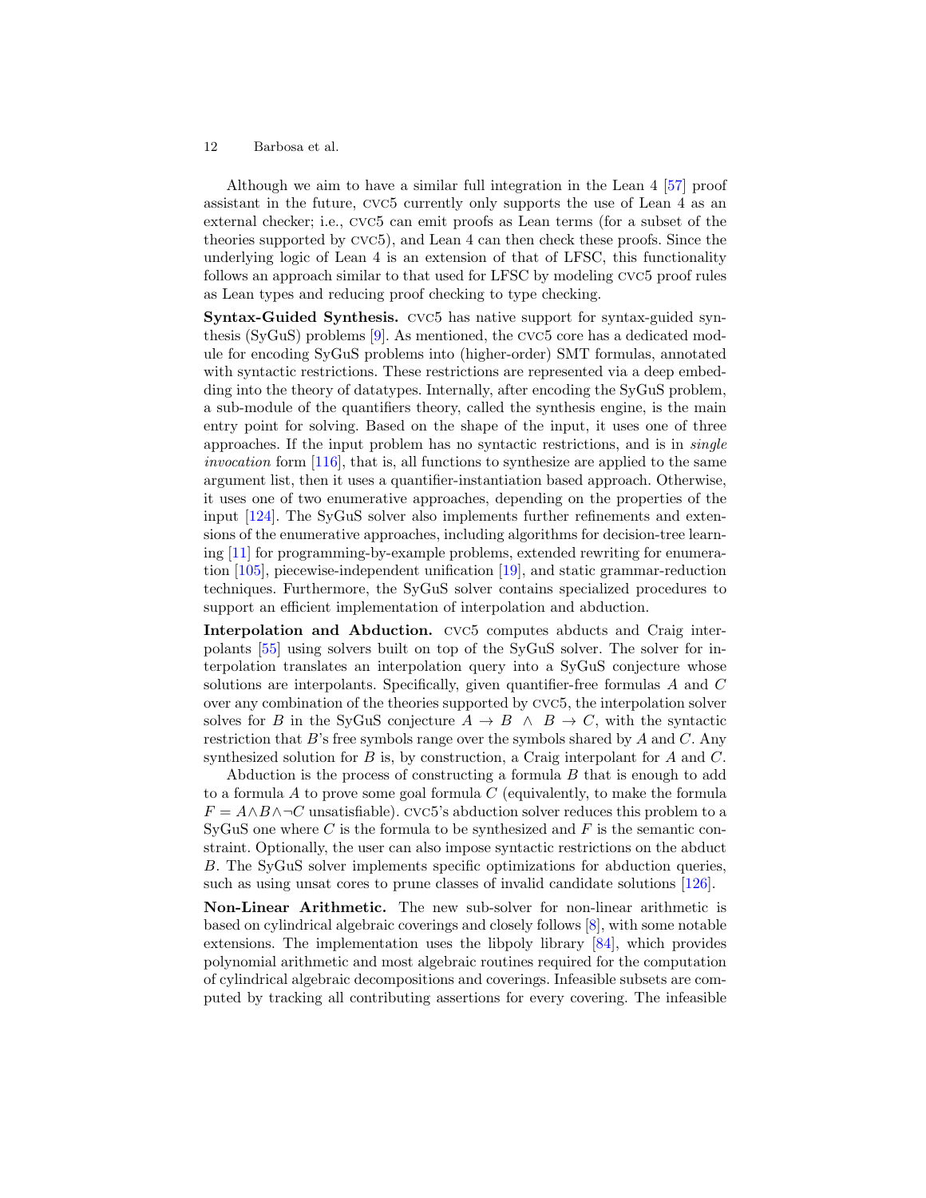Although we aim to have a similar full integration in the Lean 4 [57] proof assistant in the future, cvc5 currently only supports the use of Lean 4 as an external checker; i.e., cvc5 can emit proofs as Lean terms (for a subset of the theories supported by cvc5), and Lean 4 can then check these proofs. Since the underlying logic of Lean 4 is an extension of that of LFSC, this functionality follows an approach similar to that used for LFSC by modeling cvc5 proof rules as Lean types and reducing proof checking to type checking.

**Syntax-Guided Synthesis.** cvc5 has native support for syntax-guided synthesis (SyGuS) problems [9]. As mentioned, the cvc5 core has a dedicated module for encoding SyGuS problems into (higher-order) SMT formulas, annotated with syntactic restrictions. These restrictions are represented via a deep embedding into the theory of datatypes. Internally, after encoding the SyGuS problem, a sub-module of the quantifiers theory, called the synthesis engine, is the main entry point for solving. Based on the shape of the input, it uses one of three approaches. If the input problem has no syntactic restrictions, and is in *single invocation* form [116], that is, all functions to synthesize are applied to the same argument list, then it uses a quantifier-instantiation based approach. Otherwise, it uses one of two enumerative approaches, depending on the properties of the input [124]. The SyGuS solver also implements further refinements and extensions of the enumerative approaches, including algorithms for decision-tree learning [11] for programming-by-example problems, extended rewriting for enumeration [105], piecewise-independent unification [19], and static grammar-reduction techniques. Furthermore, the SyGuS solver contains specialized procedures to support an efficient implementation of interpolation and abduction.

**Interpolation and Abduction.** cvc5 computes abducts and Craig interpolants [55] using solvers built on top of the SyGuS solver. The solver for interpolation translates an interpolation query into a SyGuS conjecture whose solutions are interpolants. Specifically, given quantifier-free formulas $A$ and $C$ over any combination of the theories supported by cvc5, the interpolation solver solves for $B$ in the SyGuS conjecture $A \rightarrow B \;\wedge\; B \rightarrow C$, with the syntactic restriction that $B$'s free symbols range over the symbols shared by $A$ and $C$. Any synthesized solution for $B$ is, by construction, a Craig interpolant for $A$ and $C$.

Abduction is the process of constructing a formula $B$ that is enough to add to a formula $A$ to prove some goal formula $C$ (equivalently, to make the formula $F = A \wedge B \wedge \neg C$ unsatisfiable). cvc5's abduction solver reduces this problem to a SyGuS one where $C$ is the formula to be synthesized and $F$ is the semantic constraint. Optionally, the user can also impose syntactic restrictions on the abduct $B$. The SyGuS solver implements specific optimizations for abduction queries, such as using unsat cores to prune classes of invalid candidate solutions [126].

**Non-Linear Arithmetic.** The new sub-solver for non-linear arithmetic is based on cylindrical algebraic coverings and closely follows [8], with some notable extensions. The implementation uses the libpoly library [84], which provides polynomial arithmetic and most algebraic routines required for the computation of cylindrical algebraic decompositions and coverings. Infeasible subsets are computed by tracking all contributing assertions for every covering. The infeasible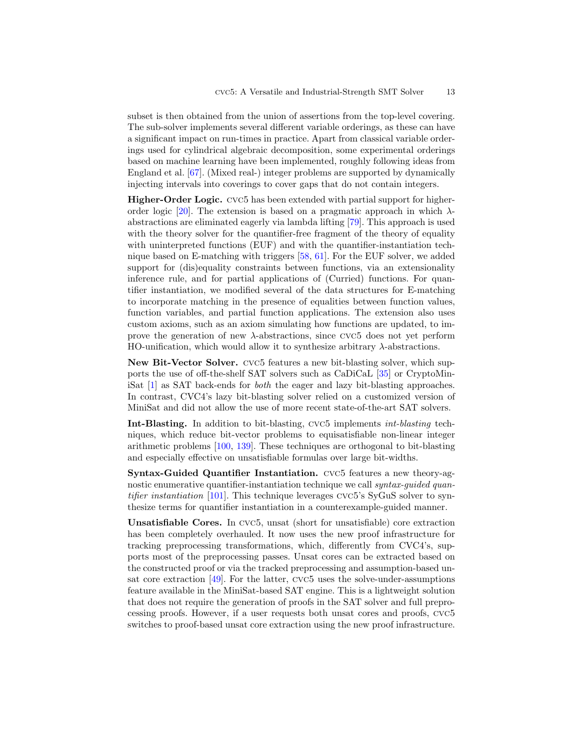subset is then obtained from the union of assertions from the top-level covering. The sub-solver implements several different variable orderings, as these can have a significant impact on run-times in practice. Apart from classical variable orderings used for cylindrical algebraic decomposition, some experimental orderings based on machine learning have been implemented, roughly following ideas from England et al. [67]. (Mixed real-) integer problems are supported by dynamically injecting intervals into coverings to cover gaps that do not contain integers.

**Higher-Order Logic.** cvc5 has been extended with partial support for higher-order logic [20]. The extension is based on a pragmatic approach in which $\lambda$-abstractions are eliminated eagerly via lambda lifting [79]. This approach is used with the theory solver for the quantifier-free fragment of the theory of equality with uninterpreted functions (EUF) and with the quantifier-instantiation technique based on E-matching with triggers [58, 61]. For the EUF solver, we added support for (dis)equality constraints between functions, via an extensionality inference rule, and for partial applications of (Curried) functions. For quantifier instantiation, we modified several of the data structures for E-matching to incorporate matching in the presence of equalities between function values, function variables, and partial function applications. The extension also uses custom axioms, such as an axiom simulating how functions are updated, to improve the generation of new $\lambda$-abstractions, since cvc5 does not yet perform HO-unification, which would allow it to synthesize arbitrary $\lambda$-abstractions.

**New Bit-Vector Solver.** cvc5 features a new bit-blasting solver, which supports the use of off-the-shelf SAT solvers such as CaDiCaL [35] or CryptoMiniSat [1] as SAT back-ends for *both* the eager and lazy bit-blasting approaches. In contrast, CVC4's lazy bit-blasting solver relied on a customized version of MiniSat and did not allow the use of more recent state-of-the-art SAT solvers.

**Int-Blasting.** In addition to bit-blasting, cvc5 implements *int-blasting* techniques, which reduce bit-vector problems to equisatisfiable non-linear integer arithmetic problems [100, 139]. These techniques are orthogonal to bit-blasting and especially effective on unsatisfiable formulas over large bit-widths.

**Syntax-Guided Quantifier Instantiation.** cvc5 features a new theory-agnostic enumerative quantifier-instantiation technique we call *syntax-guided quantifier instantiation* [101]. This technique leverages cvc5's SyGuS solver to synthesize terms for quantifier instantiation in a counterexample-guided manner.

**Unsatisfiable Cores.** In cvc5, unsat (short for unsatisfiable) core extraction has been completely overhauled. It now uses the new proof infrastructure for tracking preprocessing transformations, which, differently from CVC4's, supports most of the preprocessing passes. Unsat cores can be extracted based on the constructed proof or via the tracked preprocessing and assumption-based unsat core extraction [49]. For the latter, cvc5 uses the solve-under-assumptions feature available in the MiniSat-based SAT engine. This is a lightweight solution that does not require the generation of proofs in the SAT solver and full preprocessing proofs. However, if a user requests both unsat cores and proofs, cvc5 switches to proof-based unsat core extraction using the new proof infrastructure.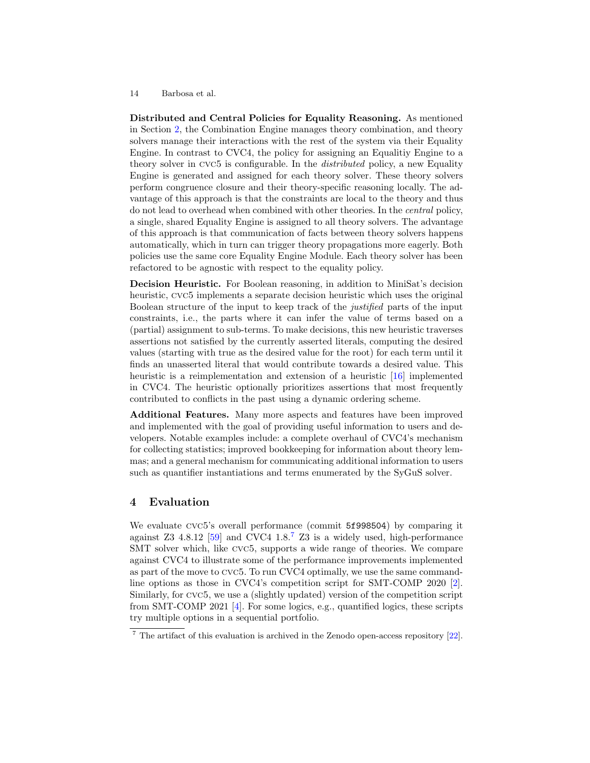**Distributed and Central Policies for Equality Reasoning.** As mentioned in Section 2, the Combination Engine manages theory combination, and theory solvers manage their interactions with the rest of the system via their Equality Engine. In contrast to CVC4, the policy for assigning an Equalitiy Engine to a theory solver in cvc5 is configurable. In the *distributed* policy, a new Equality Engine is generated and assigned for each theory solver. These theory solvers perform congruence closure and their theory-specific reasoning locally. The advantage of this approach is that the constraints are local to the theory and thus do not lead to overhead when combined with other theories. In the *central* policy, a single, shared Equality Engine is assigned to all theory solvers. The advantage of this approach is that communication of facts between theory solvers happens automatically, which in turn can trigger theory propagations more eagerly. Both policies use the same core Equality Engine Module. Each theory solver has been refactored to be agnostic with respect to the equality policy.

**Decision Heuristic.** For Boolean reasoning, in addition to MiniSat's decision heuristic, cvc5 implements a separate decision heuristic which uses the original Boolean structure of the input to keep track of the *justified* parts of the input constraints, i.e., the parts where it can infer the value of terms based on a (partial) assignment to sub-terms. To make decisions, this new heuristic traverses assertions not satisfied by the currently asserted literals, computing the desired values (starting with true as the desired value for the root) for each term until it finds an unasserted literal that would contribute towards a desired value. This heuristic is a reimplementation and extension of a heuristic [16] implemented in CVC4. The heuristic optionally prioritizes assertions that most frequently contributed to conflicts in the past using a dynamic ordering scheme.

**Additional Features.** Many more aspects and features have been improved and implemented with the goal of providing useful information to users and developers. Notable examples include: a complete overhaul of CVC4's mechanism for collecting statistics; improved bookkeeping for information about theory lemmas; and a general mechanism for communicating additional information to users such as quantifier instantiations and terms enumerated by the SyGuS solver.

## 4 Evaluation

We evaluate cvc5's overall performance (commit `5f998504`) by comparing it against Z3 4.8.12 [59] and CVC4 1.8.[7] Z3 is a widely used, high-performance SMT solver which, like cvc5, supports a wide range of theories. We compare against CVC4 to illustrate some of the performance improvements implemented as part of the move to cvc5. To run CVC4 optimally, we use the same command-line options as those in CVC4's competition script for SMT-COMP 2020 [2]. Similarly, for cvc5, we use a (slightly updated) version of the competition script from SMT-COMP 2021 [4]. For some logics, e.g., quantified logics, these scripts try multiple options in a sequential portfolio.

[7] The artifact of this evaluation is archived in the Zenodo open-access repository [22].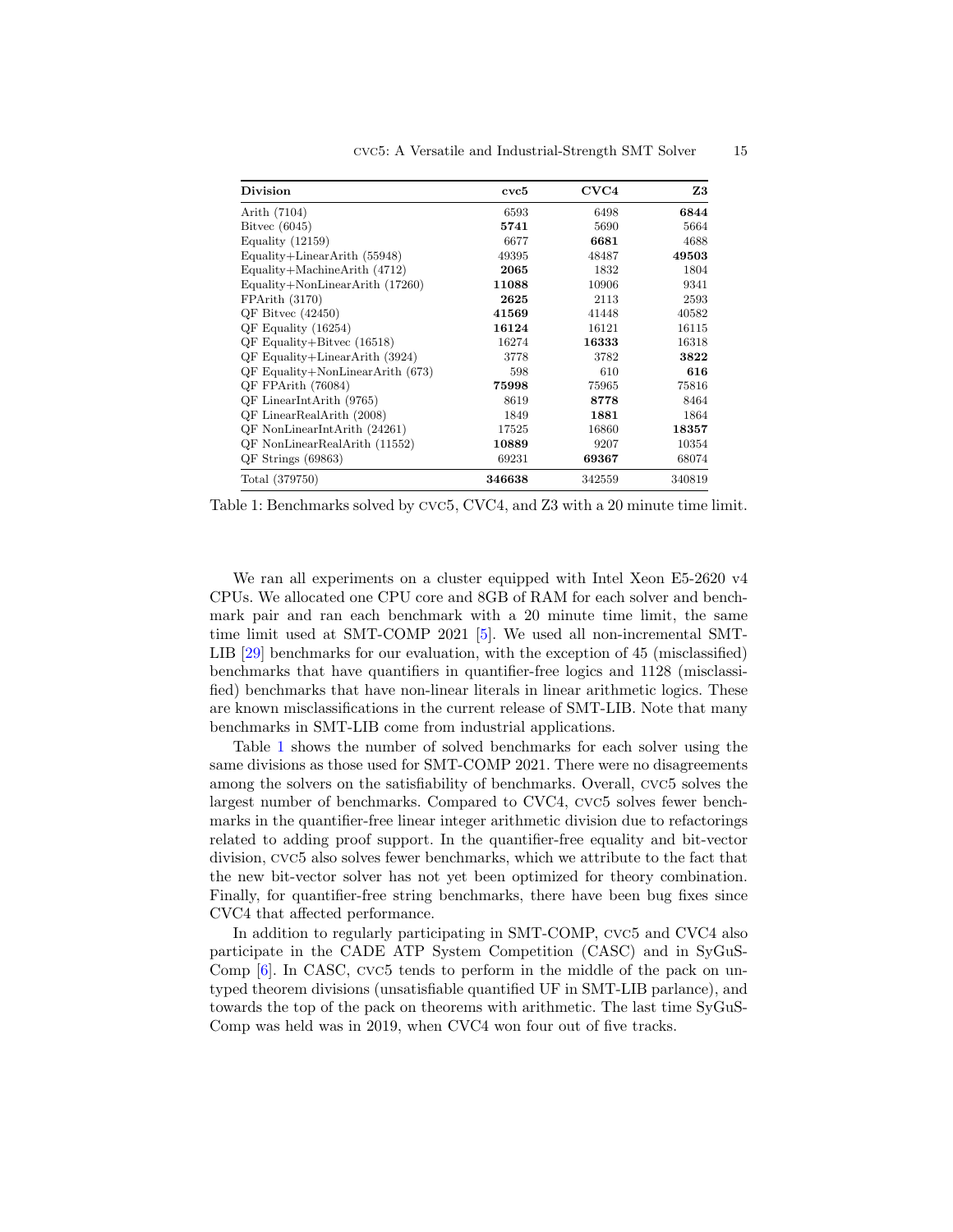| Division | cvc5 | CVC4 | Z3 |
|---|---|---|---|
| Arith (7104) | 6593 | 6498 | **6844** |
| Bitvec (6045) | **5741** | 5690 | 5664 |
| Equality (12159) | 6677 | **6681** | 4688 |
| Equality+LinearArith (55948) | 49395 | 48487 | **49503** |
| Equality+MachineArith (4712) | **2065** | 1832 | 1804 |
| Equality+NonLinearArith (17260) | **11088** | 10906 | 9341 |
| FPArith (3170) | **2625** | 2113 | 2593 |
| QF Bitvec (42450) | **41569** | 41448 | 40582 |
| QF Equality (16254) | **16124** | 16121 | 16115 |
| QF Equality+Bitvec (16518) | 16274 | **16333** | 16318 |
| QF Equality+LinearArith (3924) | 3778 | 3782 | **3822** |
| QF Equality+NonLinearArith (673) | 598 | 610 | **616** |
| QF FPArith (76084) | **75998** | 75965 | 75816 |
| QF LinearIntArith (9765) | 8619 | **8778** | 8464 |
| QF LinearRealArith (2008) | 1849 | **1881** | 1864 |
| QF NonLinearIntArith (24261) | 17525 | 16860 | **18357** |
| QF NonLinearRealArith (11552) | **10889** | 9207 | 10354 |
| QF Strings (69863) | 69231 | **69367** | 68074 |
| Total (379750) | **346638** | 342559 | 340819 |

Table 1: Benchmarks solved by cvc5, CVC4, and Z3 with a 20 minute time limit.

We ran all experiments on a cluster equipped with Intel Xeon E5-2620 v4 CPUs. We allocated one CPU core and 8GB of RAM for each solver and benchmark pair and ran each benchmark with a 20 minute time limit, the same time limit used at SMT-COMP 2021 [5]. We used all non-incremental SMT-LIB [29] benchmarks for our evaluation, with the exception of 45 (misclassified) benchmarks that have quantifiers in quantifier-free logics and 1128 (misclassified) benchmarks that have non-linear literals in linear arithmetic logics. These are known misclassifications in the current release of SMT-LIB. Note that many benchmarks in SMT-LIB come from industrial applications.

Table 1 shows the number of solved benchmarks for each solver using the same divisions as those used for SMT-COMP 2021. There were no disagreements among the solvers on the satisfiability of benchmarks. Overall, cvc5 solves the largest number of benchmarks. Compared to CVC4, cvc5 solves fewer benchmarks in the quantifier-free linear integer arithmetic division due to refactorings related to adding proof support. In the quantifier-free equality and bit-vector division, cvc5 also solves fewer benchmarks, which we attribute to the fact that the new bit-vector solver has not yet been optimized for theory combination. Finally, for quantifier-free string benchmarks, there have been bug fixes since CVC4 that affected performance.

In addition to regularly participating in SMT-COMP, cvc5 and CVC4 also participate in the CADE ATP System Competition (CASC) and in SyGuS-Comp [6]. In CASC, cvc5 tends to perform in the middle of the pack on untyped theorem divisions (unsatisfiable quantified UF in SMT-LIB parlance), and towards the top of the pack on theorems with arithmetic. The last time SyGuS-Comp was held was in 2019, when CVC4 won four out of five tracks.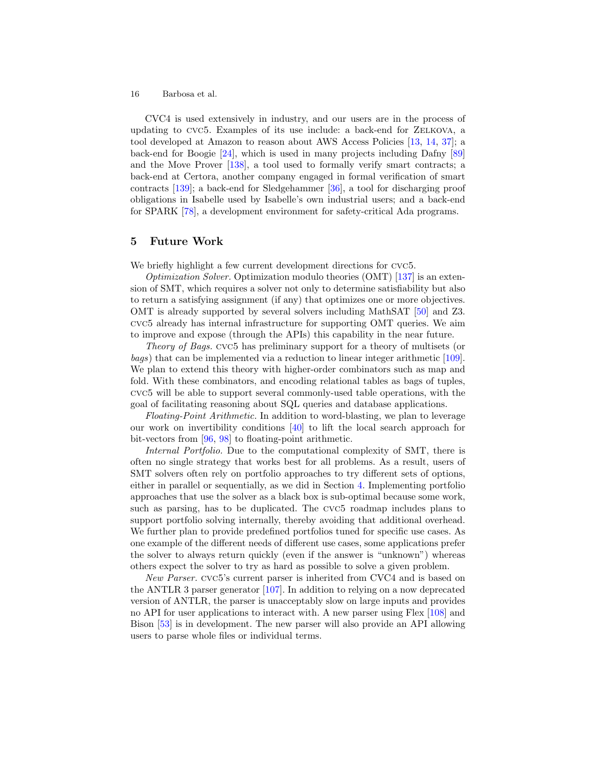CVC4 is used extensively in industry, and our users are in the process of updating to cvc5. Examples of its use include: a back-end for Zelkova, a tool developed at Amazon to reason about AWS Access Policies [13, 14, 37]; a back-end for Boogie [24], which is used in many projects including Dafny [89] and the Move Prover [138], a tool used to formally verify smart contracts; a back-end at Certora, another company engaged in formal verification of smart contracts [139]; a back-end for Sledgehammer [36], a tool for discharging proof obligations in Isabelle used by Isabelle's own industrial users; and a back-end for SPARK [78], a development environment for safety-critical Ada programs.

## 5 Future Work

We briefly highlight a few current development directions for cvc5.

*Optimization Solver.* Optimization modulo theories (OMT) [137] is an extension of SMT, which requires a solver not only to determine satisfiability but also to return a satisfying assignment (if any) that optimizes one or more objectives. OMT is already supported by several solvers including MathSAT [50] and Z3. cvc5 already has internal infrastructure for supporting OMT queries. We aim to improve and expose (through the APIs) this capability in the near future.

*Theory of Bags.* cvc5 has preliminary support for a theory of multisets (or *bags*) that can be implemented via a reduction to linear integer arithmetic [109]. We plan to extend this theory with higher-order combinators such as map and fold. With these combinators, and encoding relational tables as bags of tuples, cvc5 will be able to support several commonly-used table operations, with the goal of facilitating reasoning about SQL queries and database applications.

*Floating-Point Arithmetic.* In addition to word-blasting, we plan to leverage our work on invertibility conditions [40] to lift the local search approach for bit-vectors from [96, 98] to floating-point arithmetic.

*Internal Portfolio.* Due to the computational complexity of SMT, there is often no single strategy that works best for all problems. As a result, users of SMT solvers often rely on portfolio approaches to try different sets of options, either in parallel or sequentially, as we did in Section 4. Implementing portfolio approaches that use the solver as a black box is sub-optimal because some work, such as parsing, has to be duplicated. The cvc5 roadmap includes plans to support portfolio solving internally, thereby avoiding that additional overhead. We further plan to provide predefined portfolios tuned for specific use cases. As one example of the different needs of different use cases, some applications prefer the solver to always return quickly (even if the answer is "unknown") whereas others expect the solver to try as hard as possible to solve a given problem.

*New Parser.* cvc5's current parser is inherited from CVC4 and is based on the ANTLR 3 parser generator [107]. In addition to relying on a now deprecated version of ANTLR, the parser is unacceptably slow on large inputs and provides no API for user applications to interact with. A new parser using Flex [108] and Bison [53] is in development. The new parser will also provide an API allowing users to parse whole files or individual terms.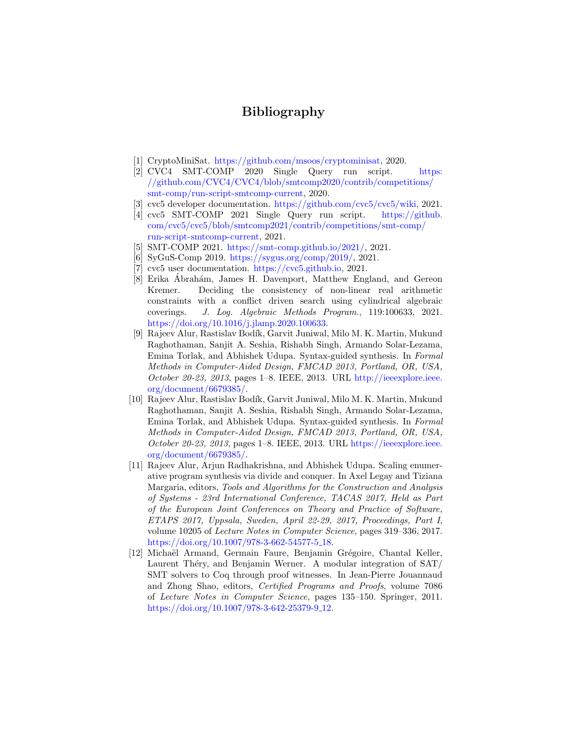# Bibliography

[1] CryptoMiniSat. https://github.com/msoos/cryptominisat, 2020.

[2] CVC4 SMT-COMP 2020 Single Query run script. https://github.com/CVC4/CVC4/blob/smtcomp2020/contrib/competitions/smt-comp/run-script-smtcomp-current, 2020.

[3] cvc5 developer documentation. https://github.com/cvc5/cvc5/wiki, 2021.

[4] cvc5 SMT-COMP 2021 Single Query run script. https://github.com/cvc5/cvc5/blob/smtcomp2021/contrib/competitions/smt-comp/run-script-smtcomp-current, 2021.

[5] SMT-COMP 2021. https://smt-comp.github.io/2021/, 2021.

[6] SyGuS-Comp 2019. https://sygus.org/comp/2019/, 2021.

[7] cvc5 user documentation. https://cvc5.github.io, 2021.

[8] Erika Ábrahám, James H. Davenport, Matthew England, and Gereon Kremer. Deciding the consistency of non-linear real arithmetic constraints with a conflict driven search using cylindrical algebraic coverings. *J. Log. Algebraic Methods Program.*, 119:100633, 2021. https://doi.org/10.1016/j.jlamp.2020.100633.

[9] Rajeev Alur, Rastislav Bodík, Garvit Juniwal, Milo M. K. Martin, Mukund Raghothaman, Sanjit A. Seshia, Rishabh Singh, Armando Solar-Lezama, Emina Torlak, and Abhishek Udupa. Syntax-guided synthesis. In *Formal Methods in Computer-Aided Design, FMCAD 2013, Portland, OR, USA, October 20-23, 2013*, pages 1–8. IEEE, 2013. URL http://ieeexplore.ieee.org/document/6679385/.

[10] Rajeev Alur, Rastislav Bodík, Garvit Juniwal, Milo M. K. Martin, Mukund Raghothaman, Sanjit A. Seshia, Rishabh Singh, Armando Solar-Lezama, Emina Torlak, and Abhishek Udupa. Syntax-guided synthesis. In *Formal Methods in Computer-Aided Design, FMCAD 2013, Portland, OR, USA, October 20-23, 2013*, pages 1–8. IEEE, 2013. URL https://ieeexplore.ieee.org/document/6679385/.

[11] Rajeev Alur, Arjun Radhakrishna, and Abhishek Udupa. Scaling enumerative program synthesis via divide and conquer. In Axel Legay and Tiziana Margaria, editors, *Tools and Algorithms for the Construction and Analysis of Systems - 23rd International Conference, TACAS 2017, Held as Part of the European Joint Conferences on Theory and Practice of Software, ETAPS 2017, Uppsala, Sweden, April 22-29, 2017, Proceedings, Part I*, volume 10205 of *Lecture Notes in Computer Science*, pages 319–336, 2017. https://doi.org/10.1007/978-3-662-54577-5_18.

[12] Michaël Armand, Germain Faure, Benjamin Grégoire, Chantal Keller, Laurent Théry, and Benjamin Werner. A modular integration of SAT/SMT solvers to Coq through proof witnesses. In Jean-Pierre Jouannaud and Zhong Shao, editors, *Certified Programs and Proofs*, volume 7086 of *Lecture Notes in Computer Science*, pages 135–150. Springer, 2011. https://doi.org/10.1007/978-3-642-25379-9_12.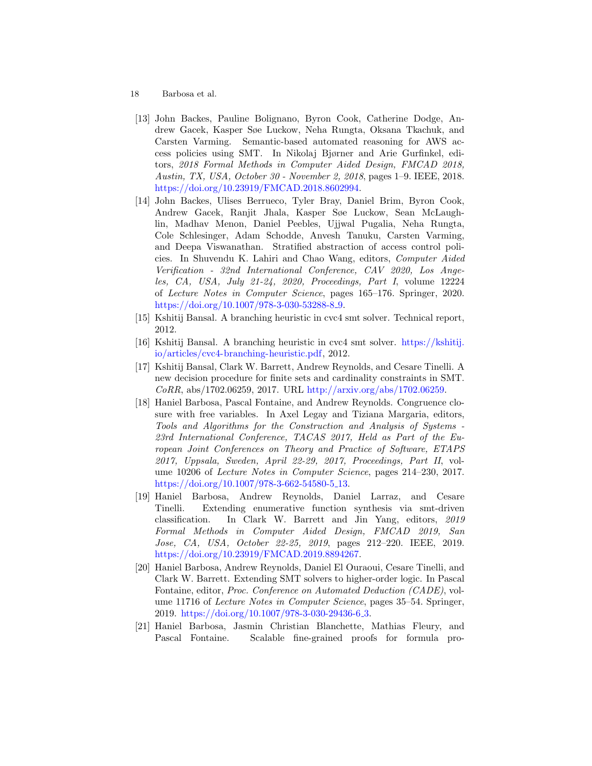[13] John Backes, Pauline Bolignano, Byron Cook, Catherine Dodge, Andrew Gacek, Kasper Søe Luckow, Neha Rungta, Oksana Tkachuk, and Carsten Varming. Semantic-based automated reasoning for AWS access policies using SMT. In Nikolaj Bjørner and Arie Gurfinkel, editors, *2018 Formal Methods in Computer Aided Design, FMCAD 2018, Austin, TX, USA, October 30 - November 2, 2018*, pages 1–9. IEEE, 2018. https://doi.org/10.23919/FMCAD.2018.8602994.

[14] John Backes, Ulises Berrueco, Tyler Bray, Daniel Brim, Byron Cook, Andrew Gacek, Ranjit Jhala, Kasper Søe Luckow, Sean McLaughlin, Madhav Menon, Daniel Peebles, Ujjwal Pugalia, Neha Rungta, Cole Schlesinger, Adam Schodde, Anvesh Tanuku, Carsten Varming, and Deepa Viswanathan. Stratified abstraction of access control policies. In Shuvendu K. Lahiri and Chao Wang, editors, *Computer Aided Verification - 32nd International Conference, CAV 2020, Los Angeles, CA, USA, July 21-24, 2020, Proceedings, Part I*, volume 12224 of *Lecture Notes in Computer Science*, pages 165–176. Springer, 2020. https://doi.org/10.1007/978-3-030-53288-8_9.

[15] Kshitij Bansal. A branching heuristic in cvc4 smt solver. Technical report, 2012.

[16] Kshitij Bansal. A branching heuristic in cvc4 smt solver. https://kshitij.io/articles/cvc4-branching-heuristic.pdf, 2012.

[17] Kshitij Bansal, Clark W. Barrett, Andrew Reynolds, and Cesare Tinelli. A new decision procedure for finite sets and cardinality constraints in SMT. *CoRR*, abs/1702.06259, 2017. URL http://arxiv.org/abs/1702.06259.

[18] Haniel Barbosa, Pascal Fontaine, and Andrew Reynolds. Congruence closure with free variables. In Axel Legay and Tiziana Margaria, editors, *Tools and Algorithms for the Construction and Analysis of Systems - 23rd International Conference, TACAS 2017, Held as Part of the European Joint Conferences on Theory and Practice of Software, ETAPS 2017, Uppsala, Sweden, April 22-29, 2017, Proceedings, Part II*, volume 10206 of *Lecture Notes in Computer Science*, pages 214–230, 2017. https://doi.org/10.1007/978-3-662-54580-5_13.

[19] Haniel Barbosa, Andrew Reynolds, Daniel Larraz, and Cesare Tinelli. Extending enumerative function synthesis via smt-driven classification. In Clark W. Barrett and Jin Yang, editors, *2019 Formal Methods in Computer Aided Design, FMCAD 2019, San Jose, CA, USA, October 22-25, 2019*, pages 212–220. IEEE, 2019. https://doi.org/10.23919/FMCAD.2019.8894267.

[20] Haniel Barbosa, Andrew Reynolds, Daniel El Ouraoui, Cesare Tinelli, and Clark W. Barrett. Extending SMT solvers to higher-order logic. In Pascal Fontaine, editor, *Proc. Conference on Automated Deduction (CADE)*, volume 11716 of *Lecture Notes in Computer Science*, pages 35–54. Springer, 2019. https://doi.org/10.1007/978-3-030-29436-6_3.

[21] Haniel Barbosa, Jasmin Christian Blanchette, Mathias Fleury, and Pascal Fontaine. Scalable fine-grained proofs for formula pro-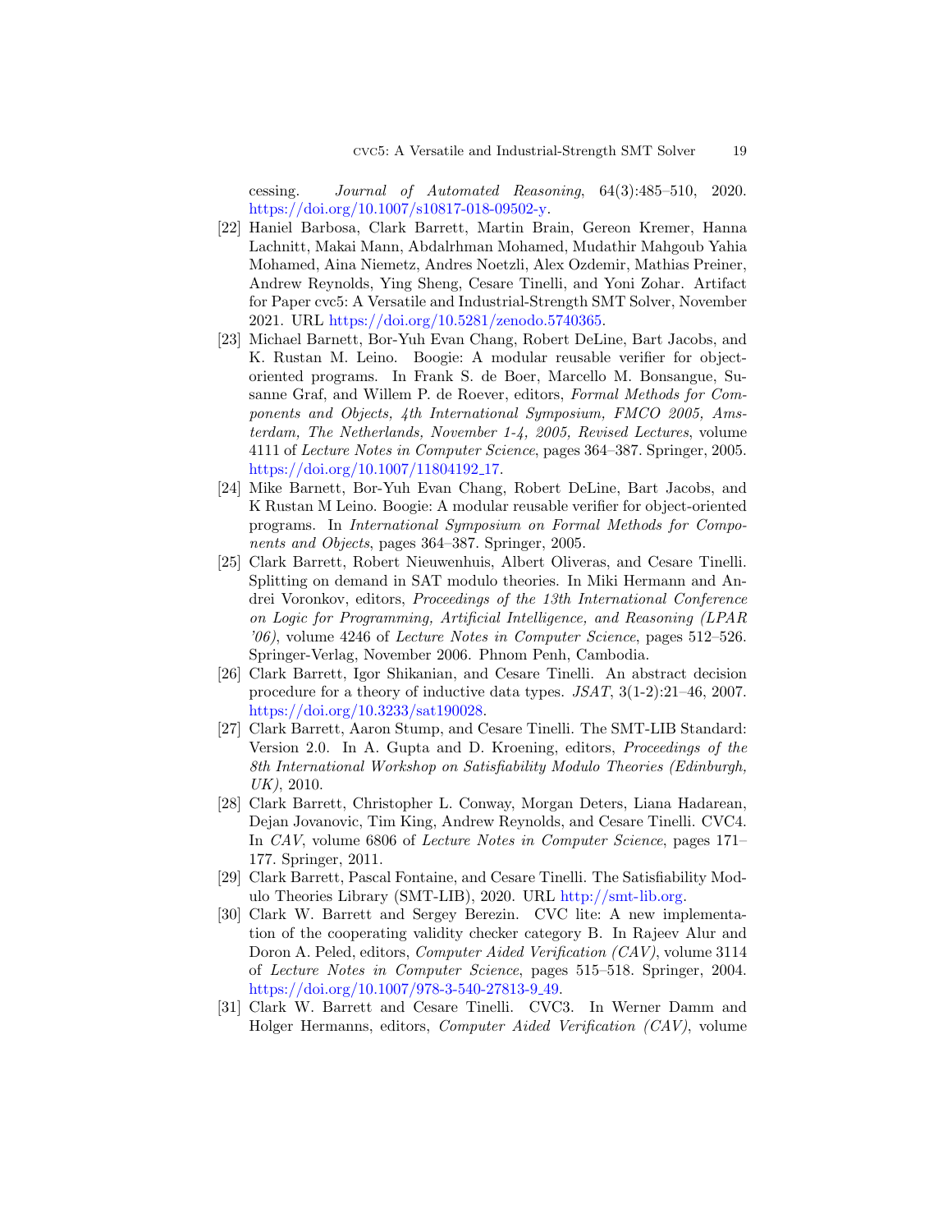cessing. *Journal of Automated Reasoning*, 64(3):485–510, 2020. https://doi.org/10.1007/s10817-018-09502-y.

[22] Haniel Barbosa, Clark Barrett, Martin Brain, Gereon Kremer, Hanna Lachnitt, Makai Mann, Abdalrhman Mohamed, Mudathir Mahgoub Yahia Mohamed, Aina Niemetz, Andres Noetzli, Alex Ozdemir, Mathias Preiner, Andrew Reynolds, Ying Sheng, Cesare Tinelli, and Yoni Zohar. Artifact for Paper cvc5: A Versatile and Industrial-Strength SMT Solver, November 2021. URL https://doi.org/10.5281/zenodo.5740365.

[23] Michael Barnett, Bor-Yuh Evan Chang, Robert DeLine, Bart Jacobs, and K. Rustan M. Leino. Boogie: A modular reusable verifier for object-oriented programs. In Frank S. de Boer, Marcello M. Bonsangue, Susanne Graf, and Willem P. de Roever, editors, *Formal Methods for Components and Objects, 4th International Symposium, FMCO 2005, Amsterdam, The Netherlands, November 1-4, 2005, Revised Lectures*, volume 4111 of *Lecture Notes in Computer Science*, pages 364–387. Springer, 2005. https://doi.org/10.1007/11804192_17.

[24] Mike Barnett, Bor-Yuh Evan Chang, Robert DeLine, Bart Jacobs, and K Rustan M Leino. Boogie: A modular reusable verifier for object-oriented programs. In *International Symposium on Formal Methods for Components and Objects*, pages 364–387. Springer, 2005.

[25] Clark Barrett, Robert Nieuwenhuis, Albert Oliveras, and Cesare Tinelli. Splitting on demand in SAT modulo theories. In Miki Hermann and Andrei Voronkov, editors, *Proceedings of the 13th International Conference on Logic for Programming, Artificial Intelligence, and Reasoning (LPAR '06)*, volume 4246 of *Lecture Notes in Computer Science*, pages 512–526. Springer-Verlag, November 2006. Phnom Penh, Cambodia.

[26] Clark Barrett, Igor Shikanian, and Cesare Tinelli. An abstract decision procedure for a theory of inductive data types. *JSAT*, 3(1-2):21–46, 2007. https://doi.org/10.3233/sat190028.

[27] Clark Barrett, Aaron Stump, and Cesare Tinelli. The SMT-LIB Standard: Version 2.0. In A. Gupta and D. Kroening, editors, *Proceedings of the 8th International Workshop on Satisfiability Modulo Theories (Edinburgh, UK)*, 2010.

[28] Clark Barrett, Christopher L. Conway, Morgan Deters, Liana Hadarean, Dejan Jovanovic, Tim King, Andrew Reynolds, and Cesare Tinelli. CVC4. In *CAV*, volume 6806 of *Lecture Notes in Computer Science*, pages 171–177. Springer, 2011.

[29] Clark Barrett, Pascal Fontaine, and Cesare Tinelli. The Satisfiability Modulo Theories Library (SMT-LIB), 2020. URL http://smt-lib.org.

[30] Clark W. Barrett and Sergey Berezin. CVC lite: A new implementation of the cooperating validity checker category B. In Rajeev Alur and Doron A. Peled, editors, *Computer Aided Verification (CAV)*, volume 3114 of *Lecture Notes in Computer Science*, pages 515–518. Springer, 2004. https://doi.org/10.1007/978-3-540-27813-9_49.

[31] Clark W. Barrett and Cesare Tinelli. CVC3. In Werner Damm and Holger Hermanns, editors, *Computer Aided Verification (CAV)*, volume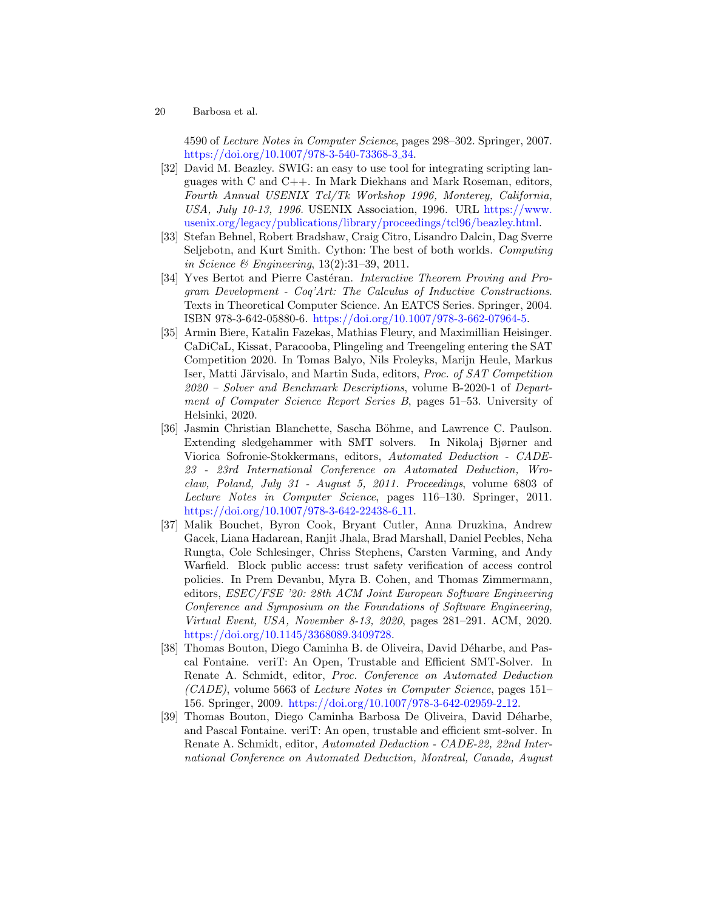4590 of *Lecture Notes in Computer Science*, pages 298–302. Springer, 2007. https://doi.org/10.1007/978-3-540-73368-3_34.

[32] David M. Beazley. SWIG: an easy to use tool for integrating scripting languages with C and C++. In Mark Diekhans and Mark Roseman, editors, *Fourth Annual USENIX Tcl/Tk Workshop 1996, Monterey, California, USA, July 10-13, 1996*. USENIX Association, 1996. URL https://www.usenix.org/legacy/publications/library/proceedings/tcl96/beazley.html.

[33] Stefan Behnel, Robert Bradshaw, Craig Citro, Lisandro Dalcin, Dag Sverre Seljebotn, and Kurt Smith. Cython: The best of both worlds. *Computing in Science & Engineering*, 13(2):31–39, 2011.

[34] Yves Bertot and Pierre Castéran. *Interactive Theorem Proving and Program Development - Coq'Art: The Calculus of Inductive Constructions*. Texts in Theoretical Computer Science. An EATCS Series. Springer, 2004. ISBN 978-3-642-05880-6. https://doi.org/10.1007/978-3-662-07964-5.

[35] Armin Biere, Katalin Fazekas, Mathias Fleury, and Maximillian Heisinger. CaDiCaL, Kissat, Paracooba, Plingeling and Treengeling entering the SAT Competition 2020. In Tomas Balyo, Nils Froleyks, Marijn Heule, Markus Iser, Matti Järvisalo, and Martin Suda, editors, *Proc. of SAT Competition 2020 – Solver and Benchmark Descriptions*, volume B-2020-1 of *Department of Computer Science Report Series B*, pages 51–53. University of Helsinki, 2020.

[36] Jasmin Christian Blanchette, Sascha Böhme, and Lawrence C. Paulson. Extending sledgehammer with SMT solvers. In Nikolaj Bjørner and Viorica Sofronie-Stokkermans, editors, *Automated Deduction - CADE-23 - 23rd International Conference on Automated Deduction, Wroclaw, Poland, July 31 - August 5, 2011. Proceedings*, volume 6803 of *Lecture Notes in Computer Science*, pages 116–130. Springer, 2011. https://doi.org/10.1007/978-3-642-22438-6_11.

[37] Malik Bouchet, Byron Cook, Bryant Cutler, Anna Druzkina, Andrew Gacek, Liana Hadarean, Ranjit Jhala, Brad Marshall, Daniel Peebles, Neha Rungta, Cole Schlesinger, Chriss Stephens, Carsten Varming, and Andy Warfield. Block public access: trust safety verification of access control policies. In Prem Devanbu, Myra B. Cohen, and Thomas Zimmermann, editors, *ESEC/FSE '20: 28th ACM Joint European Software Engineering Conference and Symposium on the Foundations of Software Engineering, Virtual Event, USA, November 8-13, 2020*, pages 281–291. ACM, 2020. https://doi.org/10.1145/3368089.3409728.

[38] Thomas Bouton, Diego Caminha B. de Oliveira, David Déharbe, and Pascal Fontaine. veriT: An Open, Trustable and Efficient SMT-Solver. In Renate A. Schmidt, editor, *Proc. Conference on Automated Deduction (CADE)*, volume 5663 of *Lecture Notes in Computer Science*, pages 151–156. Springer, 2009. https://doi.org/10.1007/978-3-642-02959-2_12.

[39] Thomas Bouton, Diego Caminha Barbosa De Oliveira, David Déharbe, and Pascal Fontaine. veriT: An open, trustable and efficient smt-solver. In Renate A. Schmidt, editor, *Automated Deduction - CADE-22, 22nd International Conference on Automated Deduction, Montreal, Canada, August*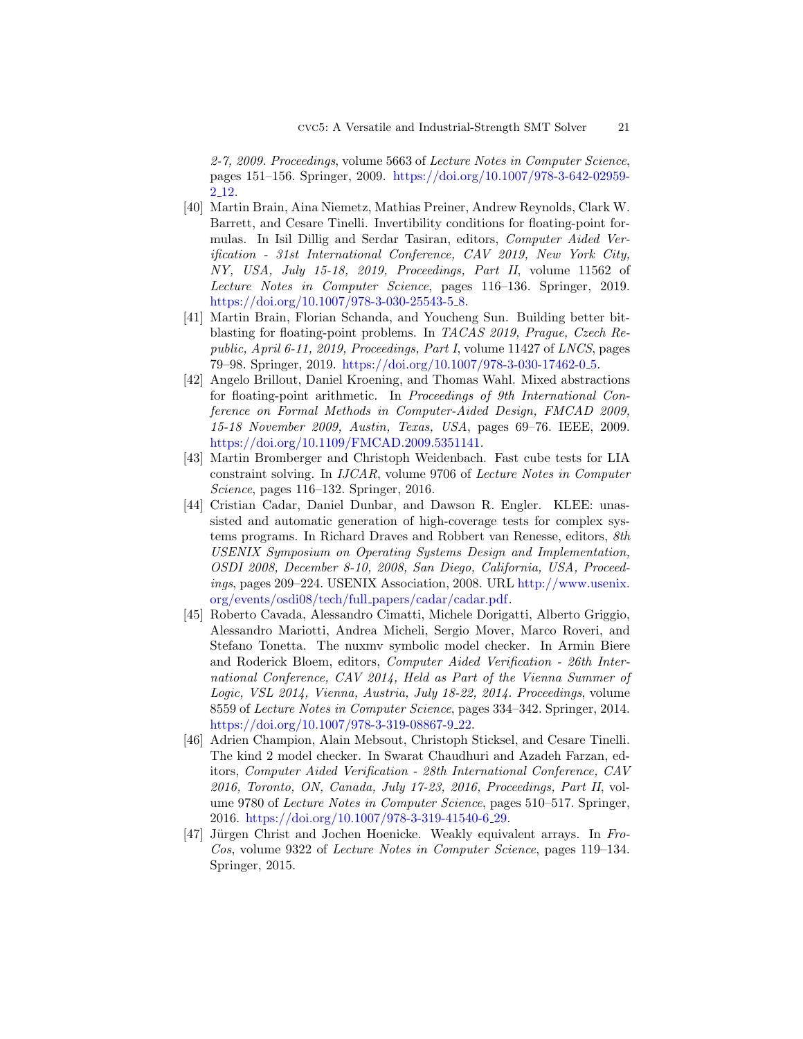*2-7, 2009. Proceedings*, volume 5663 of *Lecture Notes in Computer Science*, pages 151–156. Springer, 2009. https://doi.org/10.1007/978-3-642-02959-2_12.

[40] Martin Brain, Aina Niemetz, Mathias Preiner, Andrew Reynolds, Clark W. Barrett, and Cesare Tinelli. Invertibility conditions for floating-point formulas. In Isil Dillig and Serdar Tasiran, editors, *Computer Aided Verification - 31st International Conference, CAV 2019, New York City, NY, USA, July 15-18, 2019, Proceedings, Part II*, volume 11562 of *Lecture Notes in Computer Science*, pages 116–136. Springer, 2019. https://doi.org/10.1007/978-3-030-25543-5_8.

[41] Martin Brain, Florian Schanda, and Youcheng Sun. Building better bit-blasting for floating-point problems. In *TACAS 2019, Prague, Czech Republic, April 6-11, 2019, Proceedings, Part I*, volume 11427 of *LNCS*, pages 79–98. Springer, 2019. https://doi.org/10.1007/978-3-030-17462-0_5.

[42] Angelo Brillout, Daniel Kroening, and Thomas Wahl. Mixed abstractions for floating-point arithmetic. In *Proceedings of 9th International Conference on Formal Methods in Computer-Aided Design, FMCAD 2009, 15-18 November 2009, Austin, Texas, USA*, pages 69–76. IEEE, 2009. https://doi.org/10.1109/FMCAD.2009.5351141.

[43] Martin Bromberger and Christoph Weidenbach. Fast cube tests for LIA constraint solving. In *IJCAR*, volume 9706 of *Lecture Notes in Computer Science*, pages 116–132. Springer, 2016.

[44] Cristian Cadar, Daniel Dunbar, and Dawson R. Engler. KLEE: unassisted and automatic generation of high-coverage tests for complex systems programs. In Richard Draves and Robbert van Renesse, editors, *8th USENIX Symposium on Operating Systems Design and Implementation, OSDI 2008, December 8-10, 2008, San Diego, California, USA, Proceedings*, pages 209–224. USENIX Association, 2008. URL http://www.usenix.org/events/osdi08/tech/full_papers/cadar/cadar.pdf.

[45] Roberto Cavada, Alessandro Cimatti, Michele Dorigatti, Alberto Griggio, Alessandro Mariotti, Andrea Micheli, Sergio Mover, Marco Roveri, and Stefano Tonetta. The nuxmv symbolic model checker. In Armin Biere and Roderick Bloem, editors, *Computer Aided Verification - 26th International Conference, CAV 2014, Held as Part of the Vienna Summer of Logic, VSL 2014, Vienna, Austria, July 18-22, 2014. Proceedings*, volume 8559 of *Lecture Notes in Computer Science*, pages 334–342. Springer, 2014. https://doi.org/10.1007/978-3-319-08867-9_22.

[46] Adrien Champion, Alain Mebsout, Christoph Sticksel, and Cesare Tinelli. The kind 2 model checker. In Swarat Chaudhuri and Azadeh Farzan, editors, *Computer Aided Verification - 28th International Conference, CAV 2016, Toronto, ON, Canada, July 17-23, 2016, Proceedings, Part II*, volume 9780 of *Lecture Notes in Computer Science*, pages 510–517. Springer, 2016. https://doi.org/10.1007/978-3-319-41540-6_29.

[47] Jürgen Christ and Jochen Hoenicke. Weakly equivalent arrays. In *FroCos*, volume 9322 of *Lecture Notes in Computer Science*, pages 119–134. Springer, 2015.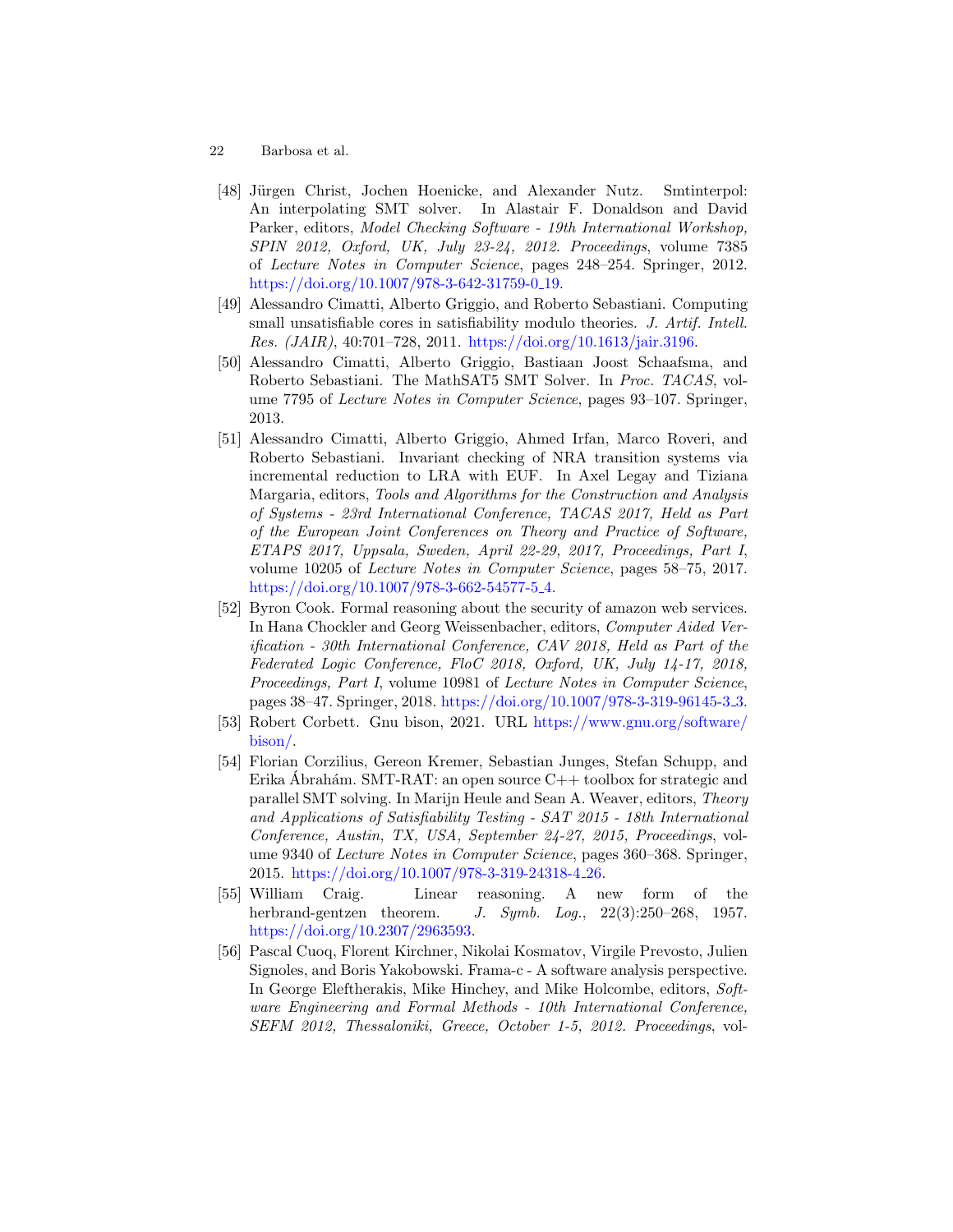[48] Jürgen Christ, Jochen Hoenicke, and Alexander Nutz. Smtinterpol: An interpolating SMT solver. In Alastair F. Donaldson and David Parker, editors, *Model Checking Software - 19th International Workshop, SPIN 2012, Oxford, UK, July 23-24, 2012. Proceedings*, volume 7385 of *Lecture Notes in Computer Science*, pages 248–254. Springer, 2012. https://doi.org/10.1007/978-3-642-31759-0_19.

[49] Alessandro Cimatti, Alberto Griggio, and Roberto Sebastiani. Computing small unsatisfiable cores in satisfiability modulo theories. *J. Artif. Intell. Res. (JAIR)*, 40:701–728, 2011. https://doi.org/10.1613/jair.3196.

[50] Alessandro Cimatti, Alberto Griggio, Bastiaan Joost Schaafsma, and Roberto Sebastiani. The MathSAT5 SMT Solver. In *Proc. TACAS*, volume 7795 of *Lecture Notes in Computer Science*, pages 93–107. Springer, 2013.

[51] Alessandro Cimatti, Alberto Griggio, Ahmed Irfan, Marco Roveri, and Roberto Sebastiani. Invariant checking of NRA transition systems via incremental reduction to LRA with EUF. In Axel Legay and Tiziana Margaria, editors, *Tools and Algorithms for the Construction and Analysis of Systems - 23rd International Conference, TACAS 2017, Held as Part of the European Joint Conferences on Theory and Practice of Software, ETAPS 2017, Uppsala, Sweden, April 22-29, 2017, Proceedings, Part I*, volume 10205 of *Lecture Notes in Computer Science*, pages 58–75, 2017. https://doi.org/10.1007/978-3-662-54577-5_4.

[52] Byron Cook. Formal reasoning about the security of amazon web services. In Hana Chockler and Georg Weissenbacher, editors, *Computer Aided Verification - 30th International Conference, CAV 2018, Held as Part of the Federated Logic Conference, FloC 2018, Oxford, UK, July 14-17, 2018, Proceedings, Part I*, volume 10981 of *Lecture Notes in Computer Science*, pages 38–47. Springer, 2018. https://doi.org/10.1007/978-3-319-96145-3_3.

[53] Robert Corbett. Gnu bison, 2021. URL https://www.gnu.org/software/bison/.

[54] Florian Corzilius, Gereon Kremer, Sebastian Junges, Stefan Schupp, and Erika Ábrahám. SMT-RAT: an open source C++ toolbox for strategic and parallel SMT solving. In Marijn Heule and Sean A. Weaver, editors, *Theory and Applications of Satisfiability Testing - SAT 2015 - 18th International Conference, Austin, TX, USA, September 24-27, 2015, Proceedings*, volume 9340 of *Lecture Notes in Computer Science*, pages 360–368. Springer, 2015. https://doi.org/10.1007/978-3-319-24318-4_26.

[55] William Craig. Linear reasoning. A new form of the herbrand-gentzen theorem. *J. Symb. Log.*, 22(3):250–268, 1957. https://doi.org/10.2307/2963593.

[56] Pascal Cuoq, Florent Kirchner, Nikolai Kosmatov, Virgile Prevosto, Julien Signoles, and Boris Yakobowski. Frama-c - A software analysis perspective. In George Eleftherakis, Mike Hinchey, and Mike Holcombe, editors, *Software Engineering and Formal Methods - 10th International Conference, SEFM 2012, Thessaloniki, Greece, October 1-5, 2012. Proceedings*, vol-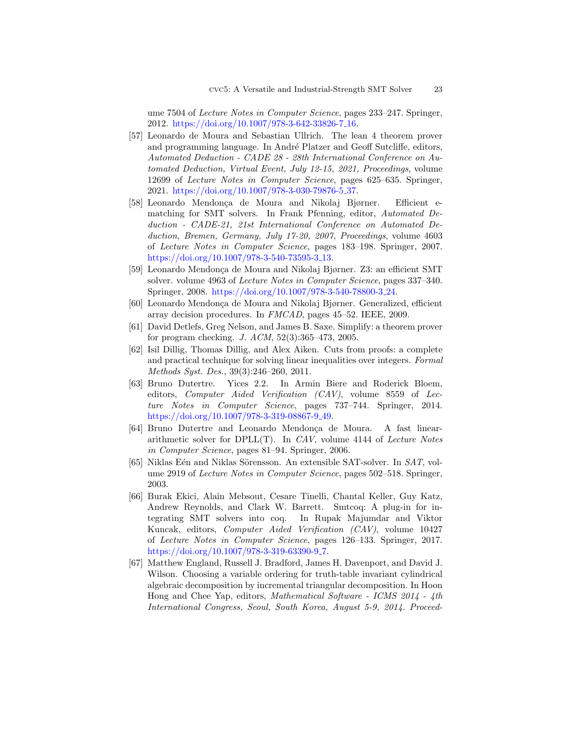ume 7504 of *Lecture Notes in Computer Science*, pages 233–247. Springer, 2012. https://doi.org/10.1007/978-3-642-33826-7_16.

- [57] Leonardo de Moura and Sebastian Ullrich. The lean 4 theorem prover and programming language. In André Platzer and Geoff Sutcliffe, editors, *Automated Deduction - CADE 28 - 28th International Conference on Automated Deduction, Virtual Event, July 12-15, 2021, Proceedings*, volume 12699 of *Lecture Notes in Computer Science*, pages 625–635. Springer, 2021. https://doi.org/10.1007/978-3-030-79876-5_37.
- [58] Leonardo Mendonça de Moura and Nikolaj Bjørner. Efficient e-matching for SMT solvers. In Frank Pfenning, editor, *Automated Deduction - CADE-21, 21st International Conference on Automated Deduction, Bremen, Germany, July 17-20, 2007, Proceedings*, volume 4603 of *Lecture Notes in Computer Science*, pages 183–198. Springer, 2007. https://doi.org/10.1007/978-3-540-73595-3_13.
- [59] Leonardo Mendonça de Moura and Nikolaj Bjørner. Z3: an efficient SMT solver. volume 4963 of *Lecture Notes in Computer Science*, pages 337–340. Springer, 2008. https://doi.org/10.1007/978-3-540-78800-3_24.
- [60] Leonardo Mendonça de Moura and Nikolaj Bjørner. Generalized, efficient array decision procedures. In *FMCAD*, pages 45–52. IEEE, 2009.
- [61] David Detlefs, Greg Nelson, and James B. Saxe. Simplify: a theorem prover for program checking. *J. ACM*, 52(3):365–473, 2005.
- [62] Isil Dillig, Thomas Dillig, and Alex Aiken. Cuts from proofs: a complete and practical technique for solving linear inequalities over integers. *Formal Methods Syst. Des.*, 39(3):246–260, 2011.
- [63] Bruno Dutertre. Yices 2.2. In Armin Biere and Roderick Bloem, editors, *Computer Aided Verification (CAV)*, volume 8559 of *Lecture Notes in Computer Science*, pages 737–744. Springer, 2014. https://doi.org/10.1007/978-3-319-08867-9_49.
- [64] Bruno Dutertre and Leonardo Mendonça de Moura. A fast linear-arithmetic solver for DPLL(T). In *CAV*, volume 4144 of *Lecture Notes in Computer Science*, pages 81–94. Springer, 2006.
- [65] Niklas Eén and Niklas Sörensson. An extensible SAT-solver. In *SAT*, volume 2919 of *Lecture Notes in Computer Science*, pages 502–518. Springer, 2003.
- [66] Burak Ekici, Alain Mebsout, Cesare Tinelli, Chantal Keller, Guy Katz, Andrew Reynolds, and Clark W. Barrett. Smtcoq: A plug-in for integrating SMT solvers into coq. In Rupak Majumdar and Viktor Kuncak, editors, *Computer Aided Verification (CAV)*, volume 10427 of *Lecture Notes in Computer Science*, pages 126–133. Springer, 2017. https://doi.org/10.1007/978-3-319-63390-9_7.
- [67] Matthew England, Russell J. Bradford, James H. Davenport, and David J. Wilson. Choosing a variable ordering for truth-table invariant cylindrical algebraic decomposition by incremental triangular decomposition. In Hoon Hong and Chee Yap, editors, *Mathematical Software - ICMS 2014 - 4th International Congress, Seoul, South Korea, August 5-9, 2014. Proceed-*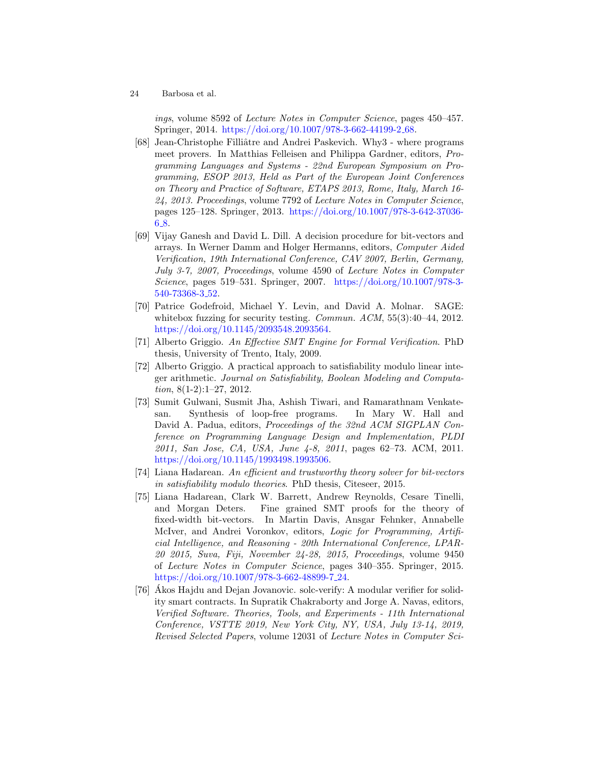*ings*, volume 8592 of *Lecture Notes in Computer Science*, pages 450–457. Springer, 2014. https://doi.org/10.1007/978-3-662-44199-2_68.

[68] Jean-Christophe Filliâtre and Andrei Paskevich. Why3 - where programs meet provers. In Matthias Felleisen and Philippa Gardner, editors, *Programming Languages and Systems - 22nd European Symposium on Programming, ESOP 2013, Held as Part of the European Joint Conferences on Theory and Practice of Software, ETAPS 2013, Rome, Italy, March 16-24, 2013. Proceedings*, volume 7792 of *Lecture Notes in Computer Science*, pages 125–128. Springer, 2013. https://doi.org/10.1007/978-3-642-37036-6_8.

[69] Vijay Ganesh and David L. Dill. A decision procedure for bit-vectors and arrays. In Werner Damm and Holger Hermanns, editors, *Computer Aided Verification, 19th International Conference, CAV 2007, Berlin, Germany, July 3-7, 2007, Proceedings*, volume 4590 of *Lecture Notes in Computer Science*, pages 519–531. Springer, 2007. https://doi.org/10.1007/978-3-540-73368-3_52.

[70] Patrice Godefroid, Michael Y. Levin, and David A. Molnar. SAGE: whitebox fuzzing for security testing. *Commun. ACM*, 55(3):40–44, 2012. https://doi.org/10.1145/2093548.2093564.

[71] Alberto Griggio. *An Effective SMT Engine for Formal Verification*. PhD thesis, University of Trento, Italy, 2009.

[72] Alberto Griggio. A practical approach to satisfiability modulo linear integer arithmetic. *Journal on Satisfiability, Boolean Modeling and Computation*, 8(1-2):1–27, 2012.

[73] Sumit Gulwani, Susmit Jha, Ashish Tiwari, and Ramarathnam Venkatesan. Synthesis of loop-free programs. In Mary W. Hall and David A. Padua, editors, *Proceedings of the 32nd ACM SIGPLAN Conference on Programming Language Design and Implementation, PLDI 2011, San Jose, CA, USA, June 4-8, 2011*, pages 62–73. ACM, 2011. https://doi.org/10.1145/1993498.1993506.

[74] Liana Hadarean. *An efficient and trustworthy theory solver for bit-vectors in satisfiability modulo theories*. PhD thesis, Citeseer, 2015.

[75] Liana Hadarean, Clark W. Barrett, Andrew Reynolds, Cesare Tinelli, and Morgan Deters. Fine grained SMT proofs for the theory of fixed-width bit-vectors. In Martin Davis, Ansgar Fehnker, Annabelle McIver, and Andrei Voronkov, editors, *Logic for Programming, Artificial Intelligence, and Reasoning - 20th International Conference, LPAR-20 2015, Suva, Fiji, November 24-28, 2015, Proceedings*, volume 9450 of *Lecture Notes in Computer Science*, pages 340–355. Springer, 2015. https://doi.org/10.1007/978-3-662-48899-7_24.

[76] Ákos Hajdu and Dejan Jovanovic. solc-verify: A modular verifier for solidity smart contracts. In Supratik Chakraborty and Jorge A. Navas, editors, *Verified Software. Theories, Tools, and Experiments - 11th International Conference, VSTTE 2019, New York City, NY, USA, July 13-14, 2019, Revised Selected Papers*, volume 12031 of *Lecture Notes in Computer Sci-*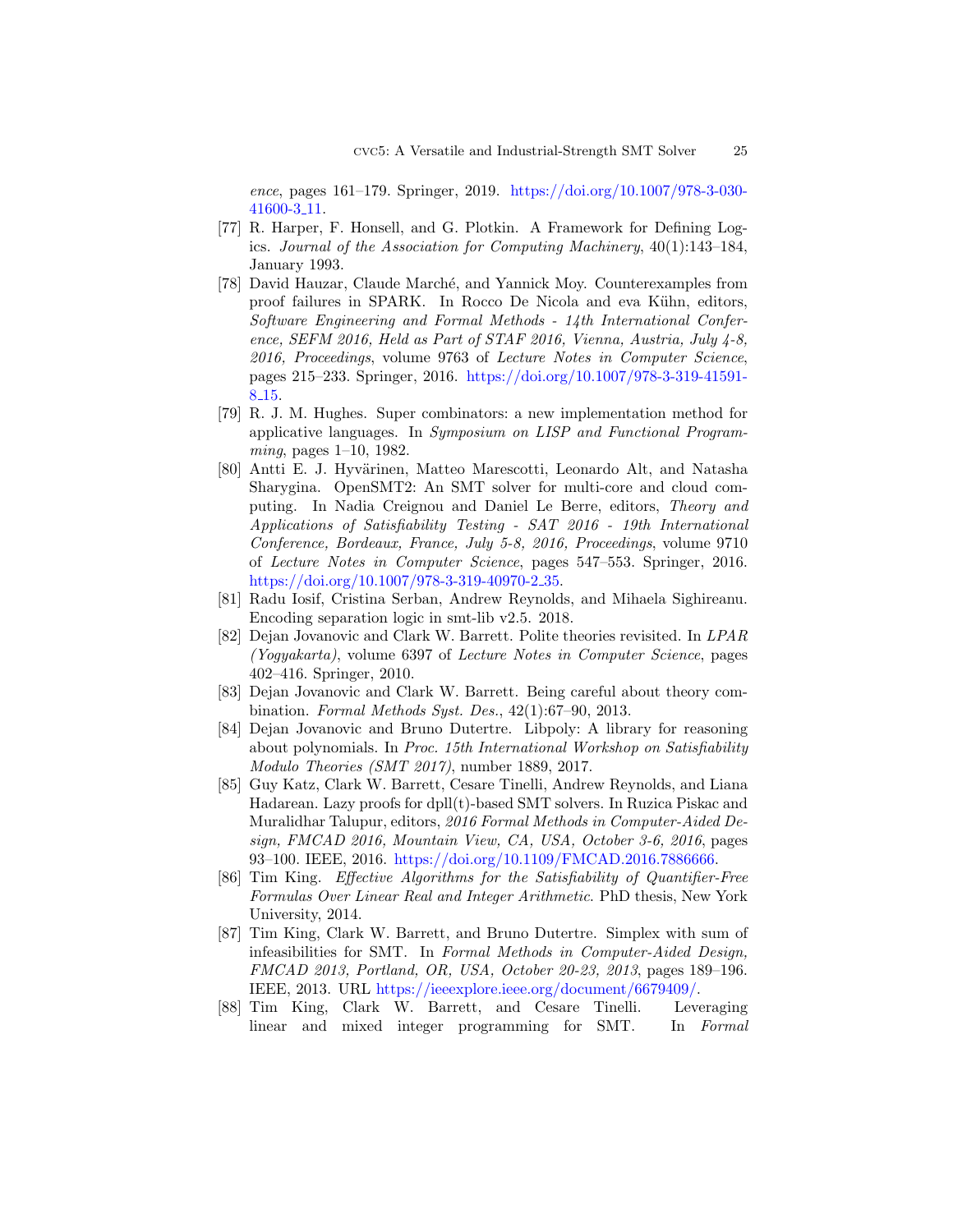*ence*, pages 161–179. Springer, 2019. https://doi.org/10.1007/978-3-030-41600-3_11.

[77] R. Harper, F. Honsell, and G. Plotkin. A Framework for Defining Logics. *Journal of the Association for Computing Machinery*, 40(1):143–184, January 1993.

[78] David Hauzar, Claude Marché, and Yannick Moy. Counterexamples from proof failures in SPARK. In Rocco De Nicola and eva Kühn, editors, *Software Engineering and Formal Methods - 14th International Conference, SEFM 2016, Held as Part of STAF 2016, Vienna, Austria, July 4-8, 2016, Proceedings*, volume 9763 of *Lecture Notes in Computer Science*, pages 215–233. Springer, 2016. https://doi.org/10.1007/978-3-319-41591-8_15.

[79] R. J. M. Hughes. Super combinators: a new implementation method for applicative languages. In *Symposium on LISP and Functional Programming*, pages 1–10, 1982.

[80] Antti E. J. Hyvärinen, Matteo Marescotti, Leonardo Alt, and Natasha Sharygina. OpenSMT2: An SMT solver for multi-core and cloud computing. In Nadia Creignou and Daniel Le Berre, editors, *Theory and Applications of Satisfiability Testing - SAT 2016 - 19th International Conference, Bordeaux, France, July 5-8, 2016, Proceedings*, volume 9710 of *Lecture Notes in Computer Science*, pages 547–553. Springer, 2016. https://doi.org/10.1007/978-3-319-40970-2_35.

[81] Radu Iosif, Cristina Serban, Andrew Reynolds, and Mihaela Sighireanu. Encoding separation logic in smt-lib v2.5. 2018.

[82] Dejan Jovanovic and Clark W. Barrett. Polite theories revisited. In *LPAR (Yogyakarta)*, volume 6397 of *Lecture Notes in Computer Science*, pages 402–416. Springer, 2010.

[83] Dejan Jovanovic and Clark W. Barrett. Being careful about theory combination. *Formal Methods Syst. Des.*, 42(1):67–90, 2013.

[84] Dejan Jovanovic and Bruno Dutertre. Libpoly: A library for reasoning about polynomials. In *Proc. 15th International Workshop on Satisfiability Modulo Theories (SMT 2017)*, number 1889, 2017.

[85] Guy Katz, Clark W. Barrett, Cesare Tinelli, Andrew Reynolds, and Liana Hadarean. Lazy proofs for dpll(t)-based SMT solvers. In Ruzica Piskac and Muralidhar Talupur, editors, *2016 Formal Methods in Computer-Aided Design, FMCAD 2016, Mountain View, CA, USA, October 3-6, 2016*, pages 93–100. IEEE, 2016. https://doi.org/10.1109/FMCAD.2016.7886666.

[86] Tim King. *Effective Algorithms for the Satisfiability of Quantifier-Free Formulas Over Linear Real and Integer Arithmetic*. PhD thesis, New York University, 2014.

[87] Tim King, Clark W. Barrett, and Bruno Dutertre. Simplex with sum of infeasibilities for SMT. In *Formal Methods in Computer-Aided Design, FMCAD 2013, Portland, OR, USA, October 20-23, 2013*, pages 189–196. IEEE, 2013. URL https://ieeexplore.ieee.org/document/6679409/.

[88] Tim King, Clark W. Barrett, and Cesare Tinelli. Leveraging linear and mixed integer programming for SMT. In *Formal*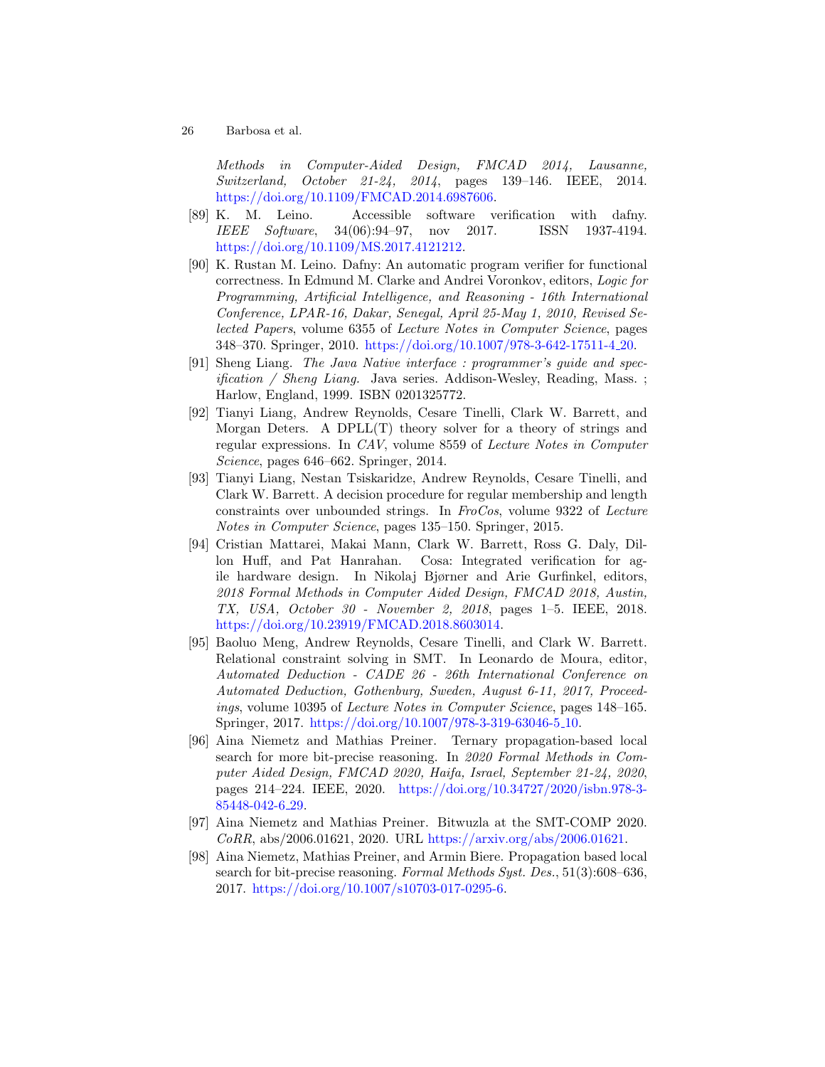*Methods in Computer-Aided Design, FMCAD 2014, Lausanne, Switzerland, October 21-24, 2014*, pages 139–146. IEEE, 2014. https://doi.org/10.1109/FMCAD.2014.6987606.

[89] K. M. Leino. Accessible software verification with dafny. *IEEE Software*, 34(06):94–97, nov 2017. ISSN 1937-4194. https://doi.org/10.1109/MS.2017.4121212.

[90] K. Rustan M. Leino. Dafny: An automatic program verifier for functional correctness. In Edmund M. Clarke and Andrei Voronkov, editors, *Logic for Programming, Artificial Intelligence, and Reasoning - 16th International Conference, LPAR-16, Dakar, Senegal, April 25-May 1, 2010, Revised Selected Papers*, volume 6355 of *Lecture Notes in Computer Science*, pages 348–370. Springer, 2010. https://doi.org/10.1007/978-3-642-17511-4_20.

[91] Sheng Liang. *The Java Native interface : programmer's guide and specification / Sheng Liang*. Java series. Addison-Wesley, Reading, Mass. ; Harlow, England, 1999. ISBN 0201325772.

[92] Tianyi Liang, Andrew Reynolds, Cesare Tinelli, Clark W. Barrett, and Morgan Deters. A DPLL(T) theory solver for a theory of strings and regular expressions. In *CAV*, volume 8559 of *Lecture Notes in Computer Science*, pages 646–662. Springer, 2014.

[93] Tianyi Liang, Nestan Tsiskaridze, Andrew Reynolds, Cesare Tinelli, and Clark W. Barrett. A decision procedure for regular membership and length constraints over unbounded strings. In *FroCos*, volume 9322 of *Lecture Notes in Computer Science*, pages 135–150. Springer, 2015.

[94] Cristian Mattarei, Makai Mann, Clark W. Barrett, Ross G. Daly, Dillon Huff, and Pat Hanrahan. Cosa: Integrated verification for agile hardware design. In Nikolaj Bjørner and Arie Gurfinkel, editors, *2018 Formal Methods in Computer Aided Design, FMCAD 2018, Austin, TX, USA, October 30 - November 2, 2018*, pages 1–5. IEEE, 2018. https://doi.org/10.23919/FMCAD.2018.8603014.

[95] Baoluo Meng, Andrew Reynolds, Cesare Tinelli, and Clark W. Barrett. Relational constraint solving in SMT. In Leonardo de Moura, editor, *Automated Deduction - CADE 26 - 26th International Conference on Automated Deduction, Gothenburg, Sweden, August 6-11, 2017, Proceedings*, volume 10395 of *Lecture Notes in Computer Science*, pages 148–165. Springer, 2017. https://doi.org/10.1007/978-3-319-63046-5_10.

[96] Aina Niemetz and Mathias Preiner. Ternary propagation-based local search for more bit-precise reasoning. In *2020 Formal Methods in Computer Aided Design, FMCAD 2020, Haifa, Israel, September 21-24, 2020*, pages 214–224. IEEE, 2020. https://doi.org/10.34727/2020/isbn.978-3-85448-042-6_29.

[97] Aina Niemetz and Mathias Preiner. Bitwuzla at the SMT-COMP 2020. *CoRR*, abs/2006.01621, 2020. URL https://arxiv.org/abs/2006.01621.

[98] Aina Niemetz, Mathias Preiner, and Armin Biere. Propagation based local search for bit-precise reasoning. *Formal Methods Syst. Des.*, 51(3):608–636, 2017. https://doi.org/10.1007/s10703-017-0295-6.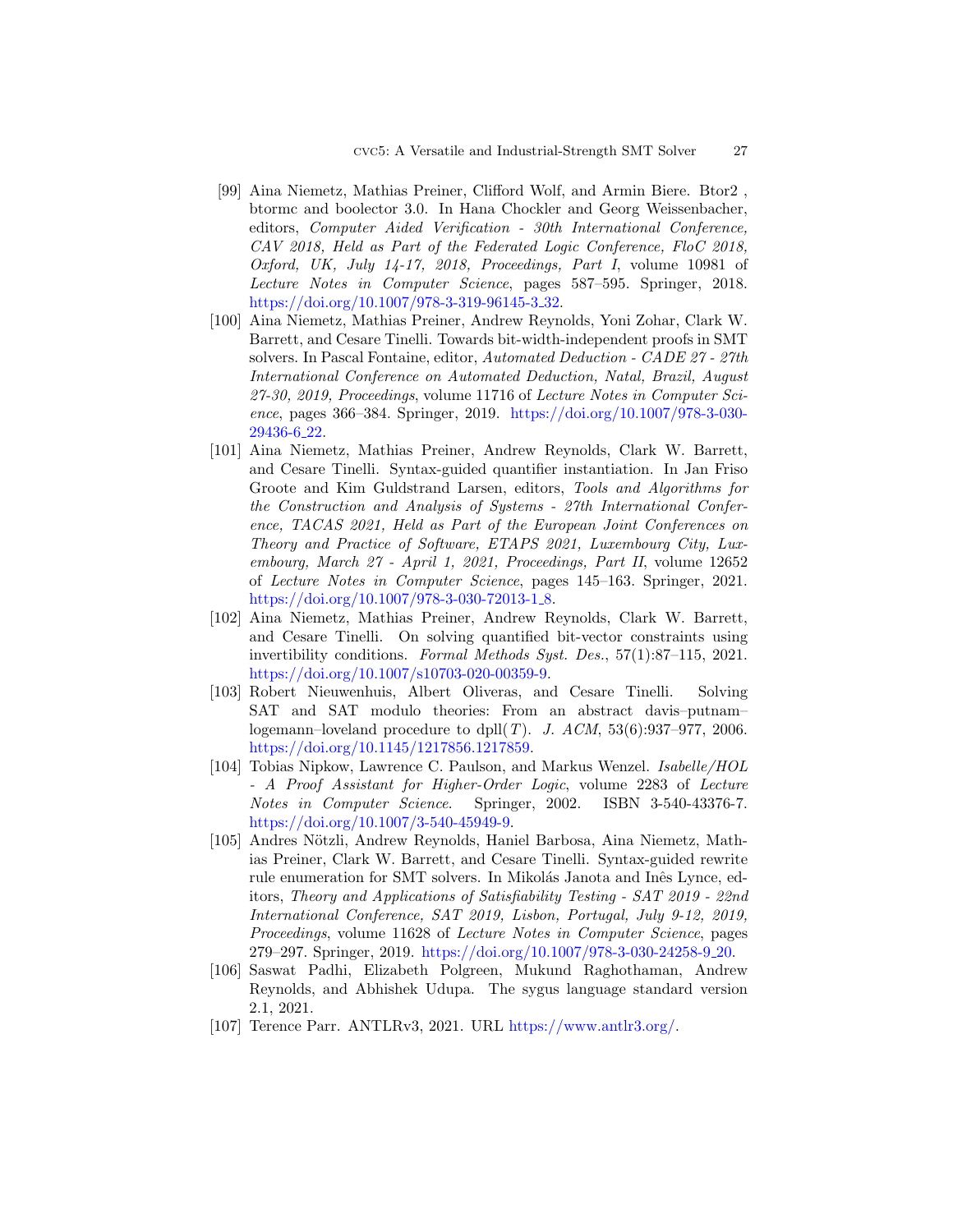[99] Aina Niemetz, Mathias Preiner, Clifford Wolf, and Armin Biere. Btor2 , btormc and boolector 3.0. In Hana Chockler and Georg Weissenbacher, editors, *Computer Aided Verification - 30th International Conference, CAV 2018, Held as Part of the Federated Logic Conference, FloC 2018, Oxford, UK, July 14-17, 2018, Proceedings, Part I*, volume 10981 of *Lecture Notes in Computer Science*, pages 587–595. Springer, 2018. https://doi.org/10.1007/978-3-319-96145-3_32.

[100] Aina Niemetz, Mathias Preiner, Andrew Reynolds, Yoni Zohar, Clark W. Barrett, and Cesare Tinelli. Towards bit-width-independent proofs in SMT solvers. In Pascal Fontaine, editor, *Automated Deduction - CADE 27 - 27th International Conference on Automated Deduction, Natal, Brazil, August 27-30, 2019, Proceedings*, volume 11716 of *Lecture Notes in Computer Science*, pages 366–384. Springer, 2019. https://doi.org/10.1007/978-3-030-29436-6_22.

[101] Aina Niemetz, Mathias Preiner, Andrew Reynolds, Clark W. Barrett, and Cesare Tinelli. Syntax-guided quantifier instantiation. In Jan Friso Groote and Kim Guldstrand Larsen, editors, *Tools and Algorithms for the Construction and Analysis of Systems - 27th International Conference, TACAS 2021, Held as Part of the European Joint Conferences on Theory and Practice of Software, ETAPS 2021, Luxembourg City, Luxembourg, March 27 - April 1, 2021, Proceedings, Part II*, volume 12652 of *Lecture Notes in Computer Science*, pages 145–163. Springer, 2021. https://doi.org/10.1007/978-3-030-72013-1_8.

[102] Aina Niemetz, Mathias Preiner, Andrew Reynolds, Clark W. Barrett, and Cesare Tinelli. On solving quantified bit-vector constraints using invertibility conditions. *Formal Methods Syst. Des.*, 57(1):87–115, 2021. https://doi.org/10.1007/s10703-020-00359-9.

[103] Robert Nieuwenhuis, Albert Oliveras, and Cesare Tinelli. Solving SAT and SAT modulo theories: From an abstract davis–putnam–logemann–loveland procedure to dpll($T$). *J. ACM*, 53(6):937–977, 2006. https://doi.org/10.1145/1217856.1217859.

[104] Tobias Nipkow, Lawrence C. Paulson, and Markus Wenzel. *Isabelle/HOL - A Proof Assistant for Higher-Order Logic*, volume 2283 of *Lecture Notes in Computer Science*. Springer, 2002. ISBN 3-540-43376-7. https://doi.org/10.1007/3-540-45949-9.

[105] Andres Nötzli, Andrew Reynolds, Haniel Barbosa, Aina Niemetz, Mathias Preiner, Clark W. Barrett, and Cesare Tinelli. Syntax-guided rewrite rule enumeration for SMT solvers. In Mikolás Janota and Inês Lynce, editors, *Theory and Applications of Satisfiability Testing - SAT 2019 - 22nd International Conference, SAT 2019, Lisbon, Portugal, July 9-12, 2019, Proceedings*, volume 11628 of *Lecture Notes in Computer Science*, pages 279–297. Springer, 2019. https://doi.org/10.1007/978-3-030-24258-9_20.

[106] Saswat Padhi, Elizabeth Polgreen, Mukund Raghothaman, Andrew Reynolds, and Abhishek Udupa. The sygus language standard version 2.1, 2021.

[107] Terence Parr. ANTLRv3, 2021. URL https://www.antlr3.org/.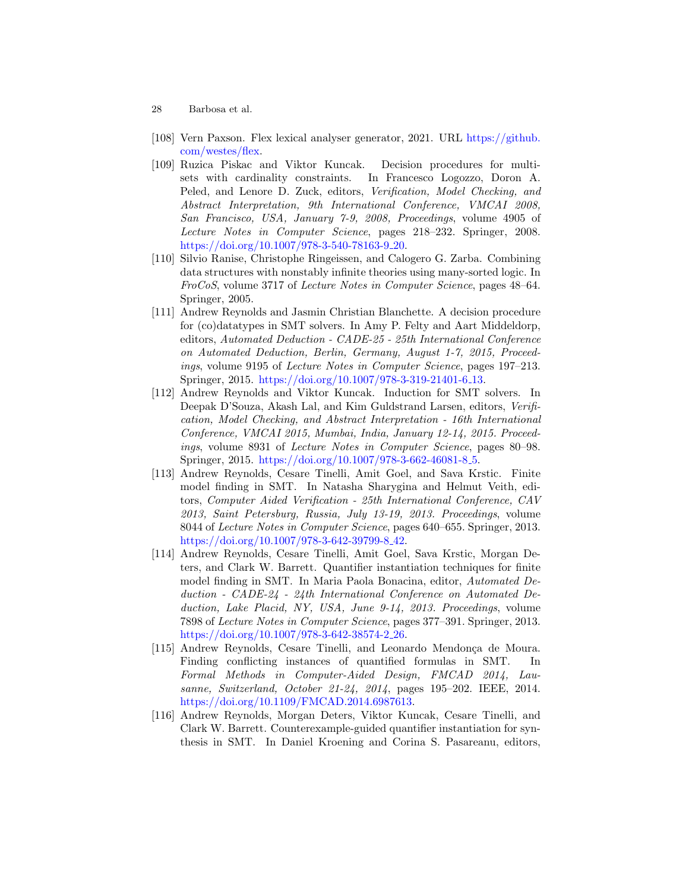[108] Vern Paxson. Flex lexical analyser generator, 2021. URL https://github.com/westes/flex.

[109] Ruzica Piskac and Viktor Kuncak. Decision procedures for multisets with cardinality constraints. In Francesco Logozzo, Doron A. Peled, and Lenore D. Zuck, editors, *Verification, Model Checking, and Abstract Interpretation, 9th International Conference, VMCAI 2008, San Francisco, USA, January 7-9, 2008, Proceedings*, volume 4905 of *Lecture Notes in Computer Science*, pages 218–232. Springer, 2008. https://doi.org/10.1007/978-3-540-78163-9_20.

[110] Silvio Ranise, Christophe Ringeissen, and Calogero G. Zarba. Combining data structures with nonstably infinite theories using many-sorted logic. In *FroCoS*, volume 3717 of *Lecture Notes in Computer Science*, pages 48–64. Springer, 2005.

[111] Andrew Reynolds and Jasmin Christian Blanchette. A decision procedure for (co)datatypes in SMT solvers. In Amy P. Felty and Aart Middeldorp, editors, *Automated Deduction - CADE-25 - 25th International Conference on Automated Deduction, Berlin, Germany, August 1-7, 2015, Proceedings*, volume 9195 of *Lecture Notes in Computer Science*, pages 197–213. Springer, 2015. https://doi.org/10.1007/978-3-319-21401-6_13.

[112] Andrew Reynolds and Viktor Kuncak. Induction for SMT solvers. In Deepak D'Souza, Akash Lal, and Kim Guldstrand Larsen, editors, *Verification, Model Checking, and Abstract Interpretation - 16th International Conference, VMCAI 2015, Mumbai, India, January 12-14, 2015. Proceedings*, volume 8931 of *Lecture Notes in Computer Science*, pages 80–98. Springer, 2015. https://doi.org/10.1007/978-3-662-46081-8_5.

[113] Andrew Reynolds, Cesare Tinelli, Amit Goel, and Sava Krstic. Finite model finding in SMT. In Natasha Sharygina and Helmut Veith, editors, *Computer Aided Verification - 25th International Conference, CAV 2013, Saint Petersburg, Russia, July 13-19, 2013. Proceedings*, volume 8044 of *Lecture Notes in Computer Science*, pages 640–655. Springer, 2013. https://doi.org/10.1007/978-3-642-39799-8_42.

[114] Andrew Reynolds, Cesare Tinelli, Amit Goel, Sava Krstic, Morgan Deters, and Clark W. Barrett. Quantifier instantiation techniques for finite model finding in SMT. In Maria Paola Bonacina, editor, *Automated Deduction - CADE-24 - 24th International Conference on Automated Deduction, Lake Placid, NY, USA, June 9-14, 2013. Proceedings*, volume 7898 of *Lecture Notes in Computer Science*, pages 377–391. Springer, 2013. https://doi.org/10.1007/978-3-642-38574-2_26.

[115] Andrew Reynolds, Cesare Tinelli, and Leonardo Mendonça de Moura. Finding conflicting instances of quantified formulas in SMT. In *Formal Methods in Computer-Aided Design, FMCAD 2014, Lausanne, Switzerland, October 21-24, 2014*, pages 195–202. IEEE, 2014. https://doi.org/10.1109/FMCAD.2014.6987613.

[116] Andrew Reynolds, Morgan Deters, Viktor Kuncak, Cesare Tinelli, and Clark W. Barrett. Counterexample-guided quantifier instantiation for synthesis in SMT. In Daniel Kroening and Corina S. Pasareanu, editors,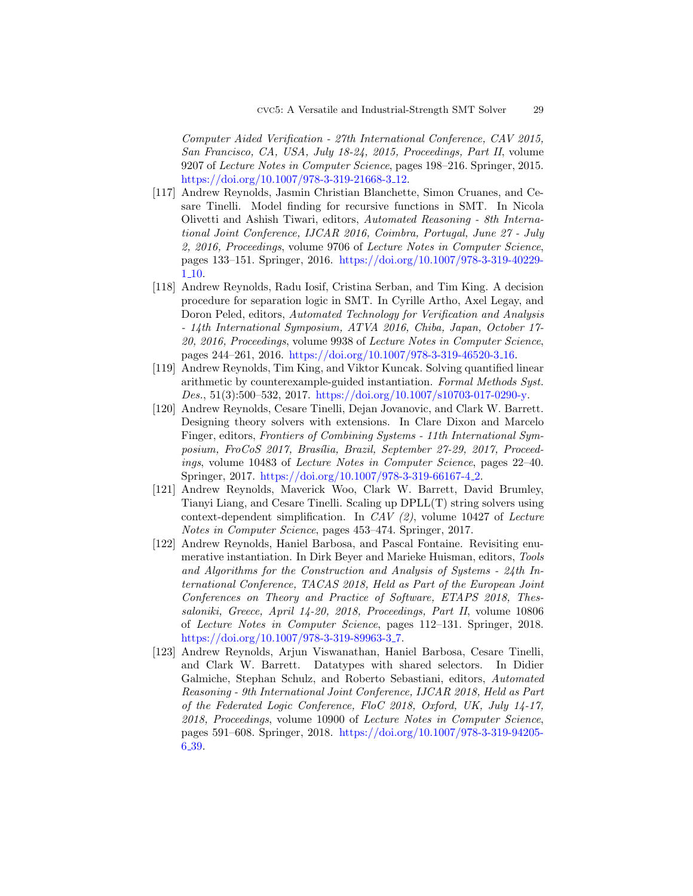*Computer Aided Verification - 27th International Conference, CAV 2015, San Francisco, CA, USA, July 18-24, 2015, Proceedings, Part II*, volume 9207 of *Lecture Notes in Computer Science*, pages 198–216. Springer, 2015. https://doi.org/10.1007/978-3-319-21668-3_12.

[117] Andrew Reynolds, Jasmin Christian Blanchette, Simon Cruanes, and Cesare Tinelli. Model finding for recursive functions in SMT. In Nicola Olivetti and Ashish Tiwari, editors, *Automated Reasoning - 8th International Joint Conference, IJCAR 2016, Coimbra, Portugal, June 27 - July 2, 2016, Proceedings*, volume 9706 of *Lecture Notes in Computer Science*, pages 133–151. Springer, 2016. https://doi.org/10.1007/978-3-319-40229-1_10.

[118] Andrew Reynolds, Radu Iosif, Cristina Serban, and Tim King. A decision procedure for separation logic in SMT. In Cyrille Artho, Axel Legay, and Doron Peled, editors, *Automated Technology for Verification and Analysis - 14th International Symposium, ATVA 2016, Chiba, Japan, October 17-20, 2016, Proceedings*, volume 9938 of *Lecture Notes in Computer Science*, pages 244–261, 2016. https://doi.org/10.1007/978-3-319-46520-3_16.

[119] Andrew Reynolds, Tim King, and Viktor Kuncak. Solving quantified linear arithmetic by counterexample-guided instantiation. *Formal Methods Syst. Des.*, 51(3):500–532, 2017. https://doi.org/10.1007/s10703-017-0290-y.

[120] Andrew Reynolds, Cesare Tinelli, Dejan Jovanovic, and Clark W. Barrett. Designing theory solvers with extensions. In Clare Dixon and Marcelo Finger, editors, *Frontiers of Combining Systems - 11th International Symposium, FroCoS 2017, Brasília, Brazil, September 27-29, 2017, Proceedings*, volume 10483 of *Lecture Notes in Computer Science*, pages 22–40. Springer, 2017. https://doi.org/10.1007/978-3-319-66167-4_2.

[121] Andrew Reynolds, Maverick Woo, Clark W. Barrett, David Brumley, Tianyi Liang, and Cesare Tinelli. Scaling up DPLL(T) string solvers using context-dependent simplification. In *CAV (2)*, volume 10427 of *Lecture Notes in Computer Science*, pages 453–474. Springer, 2017.

[122] Andrew Reynolds, Haniel Barbosa, and Pascal Fontaine. Revisiting enumerative instantiation. In Dirk Beyer and Marieke Huisman, editors, *Tools and Algorithms for the Construction and Analysis of Systems - 24th International Conference, TACAS 2018, Held as Part of the European Joint Conferences on Theory and Practice of Software, ETAPS 2018, Thessaloniki, Greece, April 14-20, 2018, Proceedings, Part II*, volume 10806 of *Lecture Notes in Computer Science*, pages 112–131. Springer, 2018. https://doi.org/10.1007/978-3-319-89963-3_7.

[123] Andrew Reynolds, Arjun Viswanathan, Haniel Barbosa, Cesare Tinelli, and Clark W. Barrett. Datatypes with shared selectors. In Didier Galmiche, Stephan Schulz, and Roberto Sebastiani, editors, *Automated Reasoning - 9th International Joint Conference, IJCAR 2018, Held as Part of the Federated Logic Conference, FloC 2018, Oxford, UK, July 14-17, 2018, Proceedings*, volume 10900 of *Lecture Notes in Computer Science*, pages 591–608. Springer, 2018. https://doi.org/10.1007/978-3-319-94205-6_39.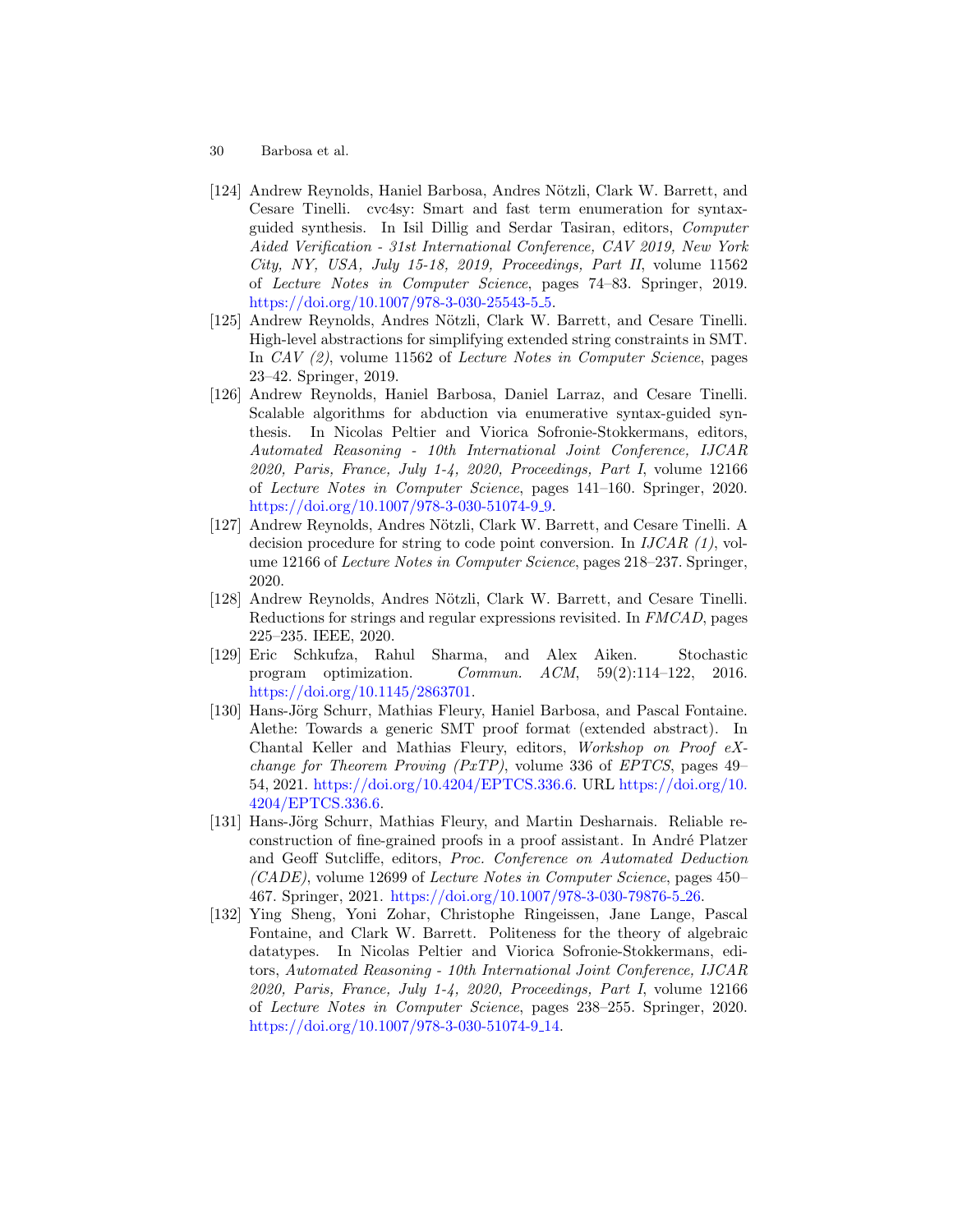[124] Andrew Reynolds, Haniel Barbosa, Andres Nötzli, Clark W. Barrett, and Cesare Tinelli. cvc4sy: Smart and fast term enumeration for syntax-guided synthesis. In Isil Dillig and Serdar Tasiran, editors, *Computer Aided Verification - 31st International Conference, CAV 2019, New York City, NY, USA, July 15-18, 2019, Proceedings, Part II*, volume 11562 of *Lecture Notes in Computer Science*, pages 74–83. Springer, 2019. https://doi.org/10.1007/978-3-030-25543-5_5.

[125] Andrew Reynolds, Andres Nötzli, Clark W. Barrett, and Cesare Tinelli. High-level abstractions for simplifying extended string constraints in SMT. In *CAV (2)*, volume 11562 of *Lecture Notes in Computer Science*, pages 23–42. Springer, 2019.

[126] Andrew Reynolds, Haniel Barbosa, Daniel Larraz, and Cesare Tinelli. Scalable algorithms for abduction via enumerative syntax-guided synthesis. In Nicolas Peltier and Viorica Sofronie-Stokkermans, editors, *Automated Reasoning - 10th International Joint Conference, IJCAR 2020, Paris, France, July 1-4, 2020, Proceedings, Part I*, volume 12166 of *Lecture Notes in Computer Science*, pages 141–160. Springer, 2020. https://doi.org/10.1007/978-3-030-51074-9_9.

[127] Andrew Reynolds, Andres Nötzli, Clark W. Barrett, and Cesare Tinelli. A decision procedure for string to code point conversion. In *IJCAR (1)*, volume 12166 of *Lecture Notes in Computer Science*, pages 218–237. Springer, 2020.

[128] Andrew Reynolds, Andres Nötzli, Clark W. Barrett, and Cesare Tinelli. Reductions for strings and regular expressions revisited. In *FMCAD*, pages 225–235. IEEE, 2020.

[129] Eric Schkufza, Rahul Sharma, and Alex Aiken. Stochastic program optimization. *Commun. ACM*, 59(2):114–122, 2016. https://doi.org/10.1145/2863701.

[130] Hans-Jörg Schurr, Mathias Fleury, Haniel Barbosa, and Pascal Fontaine. Alethe: Towards a generic SMT proof format (extended abstract). In Chantal Keller and Mathias Fleury, editors, *Workshop on Proof eXchange for Theorem Proving (PxTP)*, volume 336 of *EPTCS*, pages 49–54, 2021. https://doi.org/10.4204/EPTCS.336.6. URL https://doi.org/10.4204/EPTCS.336.6.

[131] Hans-Jörg Schurr, Mathias Fleury, and Martin Desharnais. Reliable reconstruction of fine-grained proofs in a proof assistant. In André Platzer and Geoff Sutcliffe, editors, *Proc. Conference on Automated Deduction (CADE)*, volume 12699 of *Lecture Notes in Computer Science*, pages 450–467. Springer, 2021. https://doi.org/10.1007/978-3-030-79876-5_26.

[132] Ying Sheng, Yoni Zohar, Christophe Ringeissen, Jane Lange, Pascal Fontaine, and Clark W. Barrett. Politeness for the theory of algebraic datatypes. In Nicolas Peltier and Viorica Sofronie-Stokkermans, editors, *Automated Reasoning - 10th International Joint Conference, IJCAR 2020, Paris, France, July 1-4, 2020, Proceedings, Part I*, volume 12166 of *Lecture Notes in Computer Science*, pages 238–255. Springer, 2020. https://doi.org/10.1007/978-3-030-51074-9_14.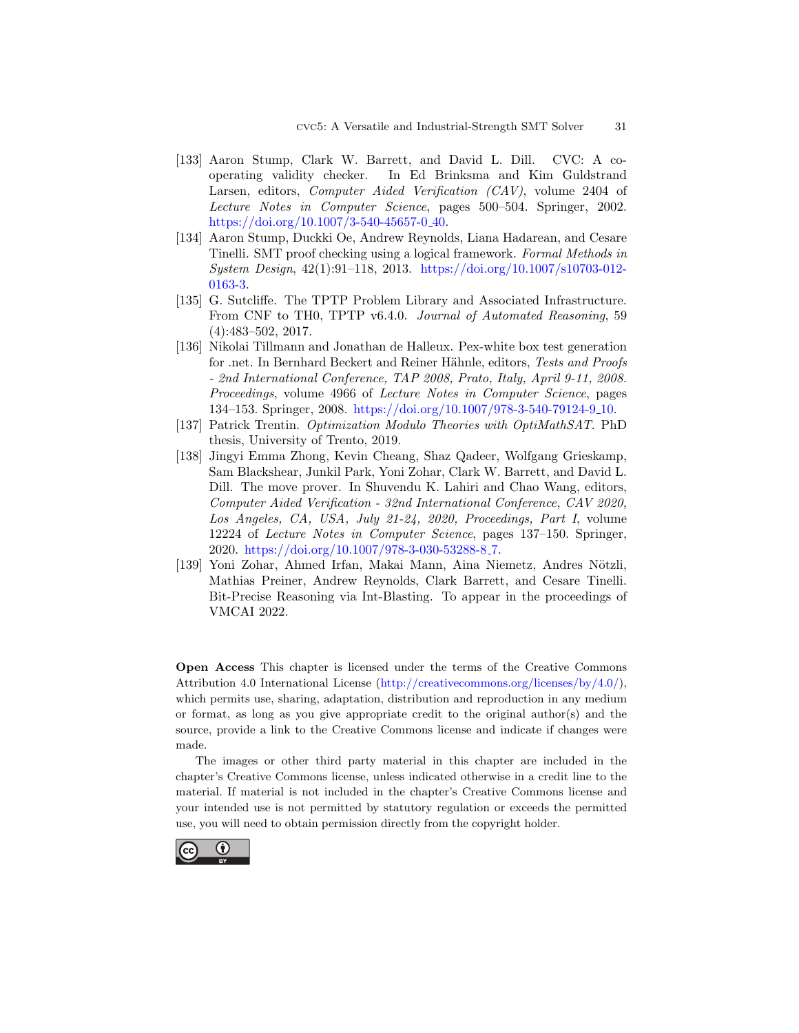[133] Aaron Stump, Clark W. Barrett, and David L. Dill. CVC: A cooperating validity checker. In Ed Brinksma and Kim Guldstrand Larsen, editors, *Computer Aided Verification (CAV)*, volume 2404 of *Lecture Notes in Computer Science*, pages 500–504. Springer, 2002. https://doi.org/10.1007/3-540-45657-0_40.

[134] Aaron Stump, Duckki Oe, Andrew Reynolds, Liana Hadarean, and Cesare Tinelli. SMT proof checking using a logical framework. *Formal Methods in System Design*, 42(1):91–118, 2013. https://doi.org/10.1007/s10703-012-0163-3.

[135] G. Sutcliffe. The TPTP Problem Library and Associated Infrastructure. From CNF to TH0, TPTP v6.4.0. *Journal of Automated Reasoning*, 59 (4):483–502, 2017.

[136] Nikolai Tillmann and Jonathan de Halleux. Pex-white box test generation for .net. In Bernhard Beckert and Reiner Hähnle, editors, *Tests and Proofs - 2nd International Conference, TAP 2008, Prato, Italy, April 9-11, 2008. Proceedings*, volume 4966 of *Lecture Notes in Computer Science*, pages 134–153. Springer, 2008. https://doi.org/10.1007/978-3-540-79124-9_10.

[137] Patrick Trentin. *Optimization Modulo Theories with OptiMathSAT*. PhD thesis, University of Trento, 2019.

[138] Jingyi Emma Zhong, Kevin Cheang, Shaz Qadeer, Wolfgang Grieskamp, Sam Blackshear, Junkil Park, Yoni Zohar, Clark W. Barrett, and David L. Dill. The move prover. In Shuvendu K. Lahiri and Chao Wang, editors, *Computer Aided Verification - 32nd International Conference, CAV 2020, Los Angeles, CA, USA, July 21-24, 2020, Proceedings, Part I*, volume 12224 of *Lecture Notes in Computer Science*, pages 137–150. Springer, 2020. https://doi.org/10.1007/978-3-030-53288-8_7.

[139] Yoni Zohar, Ahmed Irfan, Makai Mann, Aina Niemetz, Andres Nötzli, Mathias Preiner, Andrew Reynolds, Clark Barrett, and Cesare Tinelli. Bit-Precise Reasoning via Int-Blasting. To appear in the proceedings of VMCAI 2022.

**Open Access** This chapter is licensed under the terms of the Creative Commons Attribution 4.0 International License (http://creativecommons.org/licenses/by/4.0/), which permits use, sharing, adaptation, distribution and reproduction in any medium or format, as long as you give appropriate credit to the original author(s) and the source, provide a link to the Creative Commons license and indicate if changes were made.

The images or other third party material in this chapter are included in the chapter's Creative Commons license, unless indicated otherwise in a credit line to the material. If material is not included in the chapter's Creative Commons license and your intended use is not permitted by statutory regulation or exceeds the permitted use, you will need to obtain permission directly from the copyright holder.